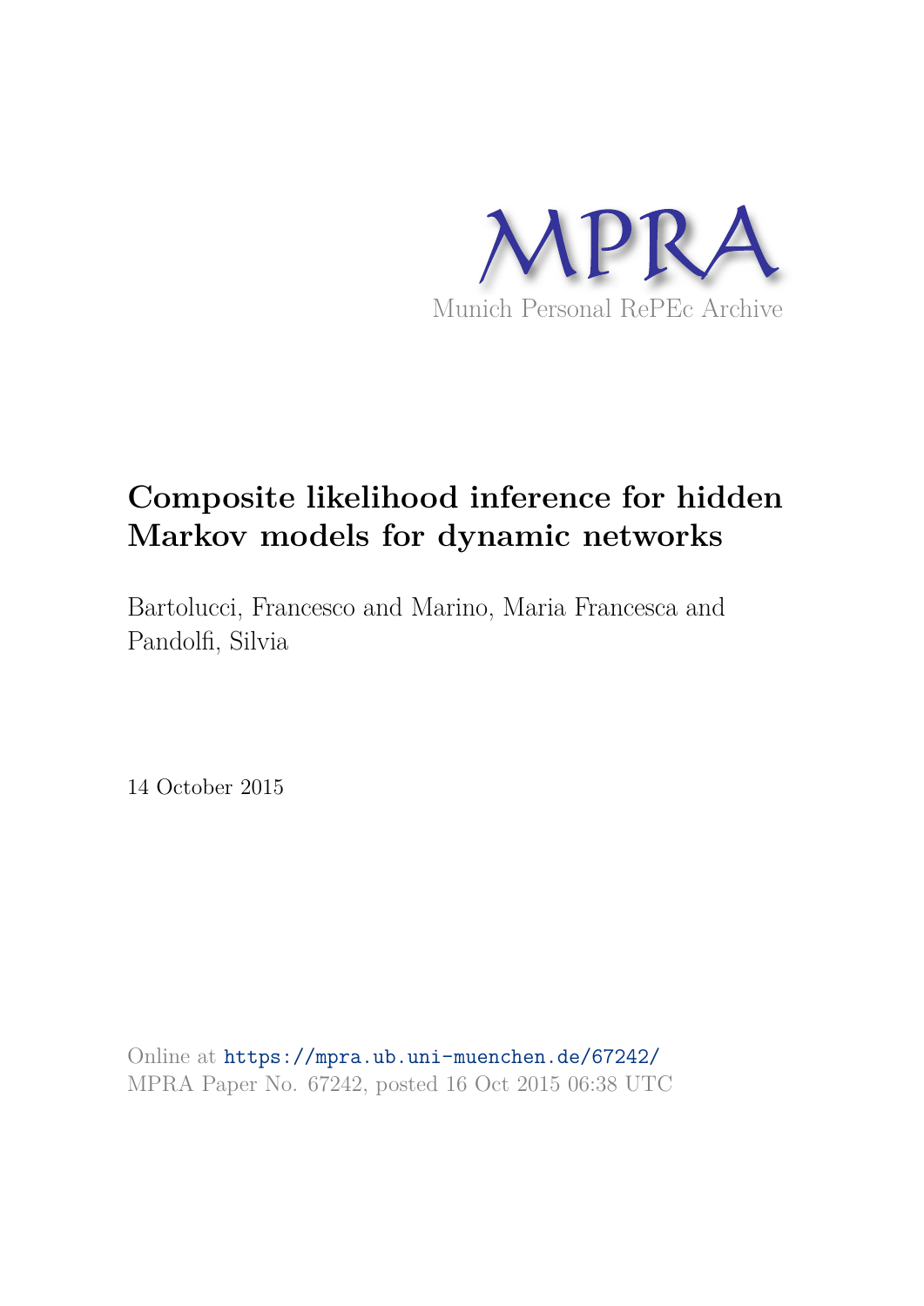MPRA

Munich Personal RePEc Archive

# Composite likelihood inference for hidden Markov models for dynamic networks

Bartolucci, Francesco and Marino, Maria Francesca and Pandolfi, Silvia

14 October 2015

Online at https://mpra.ub.uni-muenchen.de/67242/
MPRA Paper No. 67242, posted 16 Oct 2015 06:38 UTC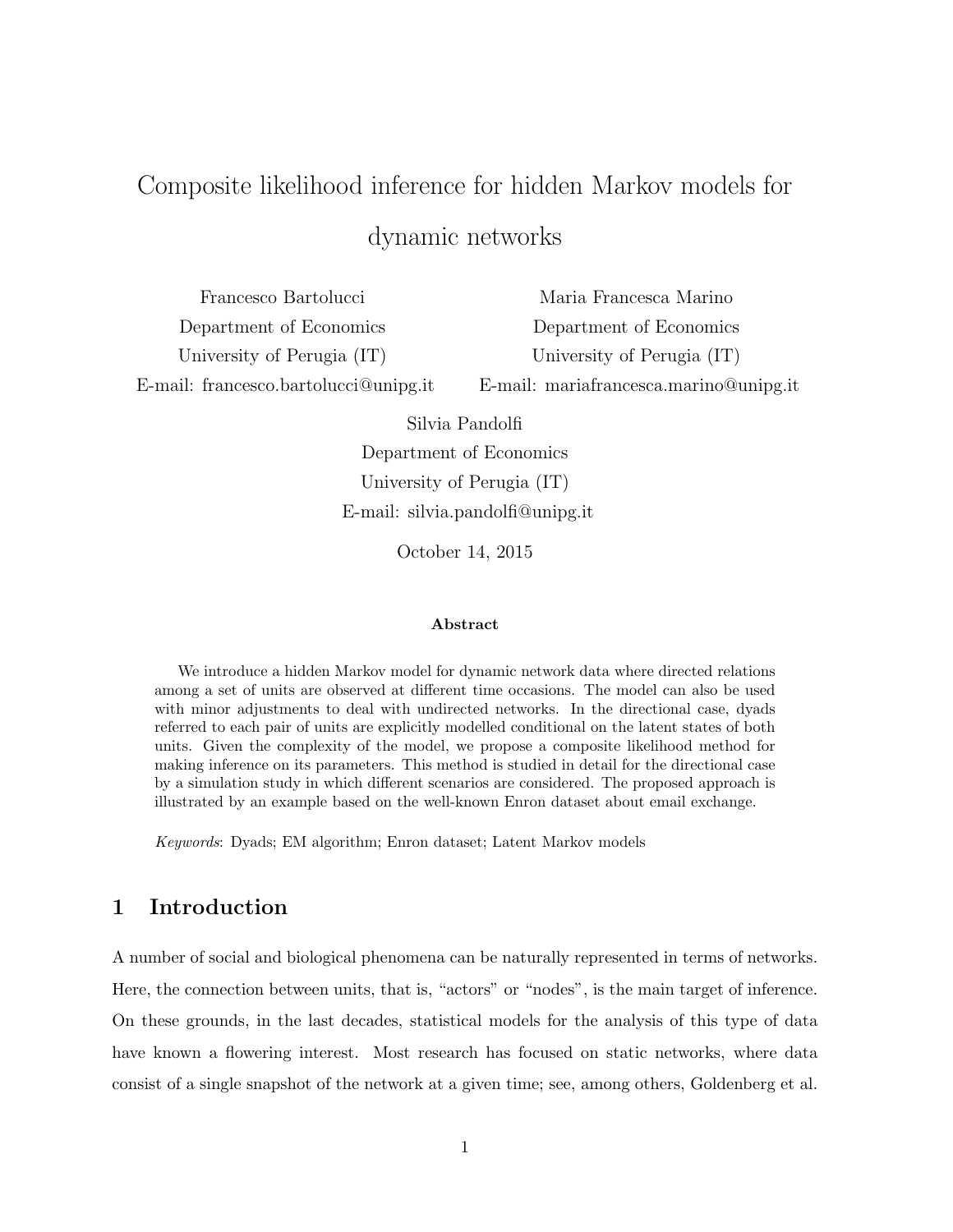# Composite likelihood inference for hidden Markov models for dynamic networks

Francesco Bartolucci
Department of Economics
University of Perugia (IT)
E-mail: francesco.bartolucci@unipg.it

Maria Francesca Marino
Department of Economics
University of Perugia (IT)
E-mail: mariafrancesca.marino@unipg.it

Silvia Pandolfi
Department of Economics
University of Perugia (IT)
E-mail: silvia.pandolfi@unipg.it

October 14, 2015

**Abstract**

We introduce a hidden Markov model for dynamic network data where directed relations among a set of units are observed at different time occasions. The model can also be used with minor adjustments to deal with undirected networks. In the directional case, dyads referred to each pair of units are explicitly modelled conditional on the latent states of both units. Given the complexity of the model, we propose a composite likelihood method for making inference on its parameters. This method is studied in detail for the directional case by a simulation study in which different scenarios are considered. The proposed approach is illustrated by an example based on the well-known Enron dataset about email exchange.

*Keywords*: Dyads; EM algorithm; Enron dataset; Latent Markov models

## 1 Introduction

A number of social and biological phenomena can be naturally represented in terms of networks. Here, the connection between units, that is, "actors" or "nodes", is the main target of inference. On these grounds, in the last decades, statistical models for the analysis of this type of data have known a flowering interest. Most research has focused on static networks, where data consist of a single snapshot of the network at a given time; see, among others, Goldenberg et al.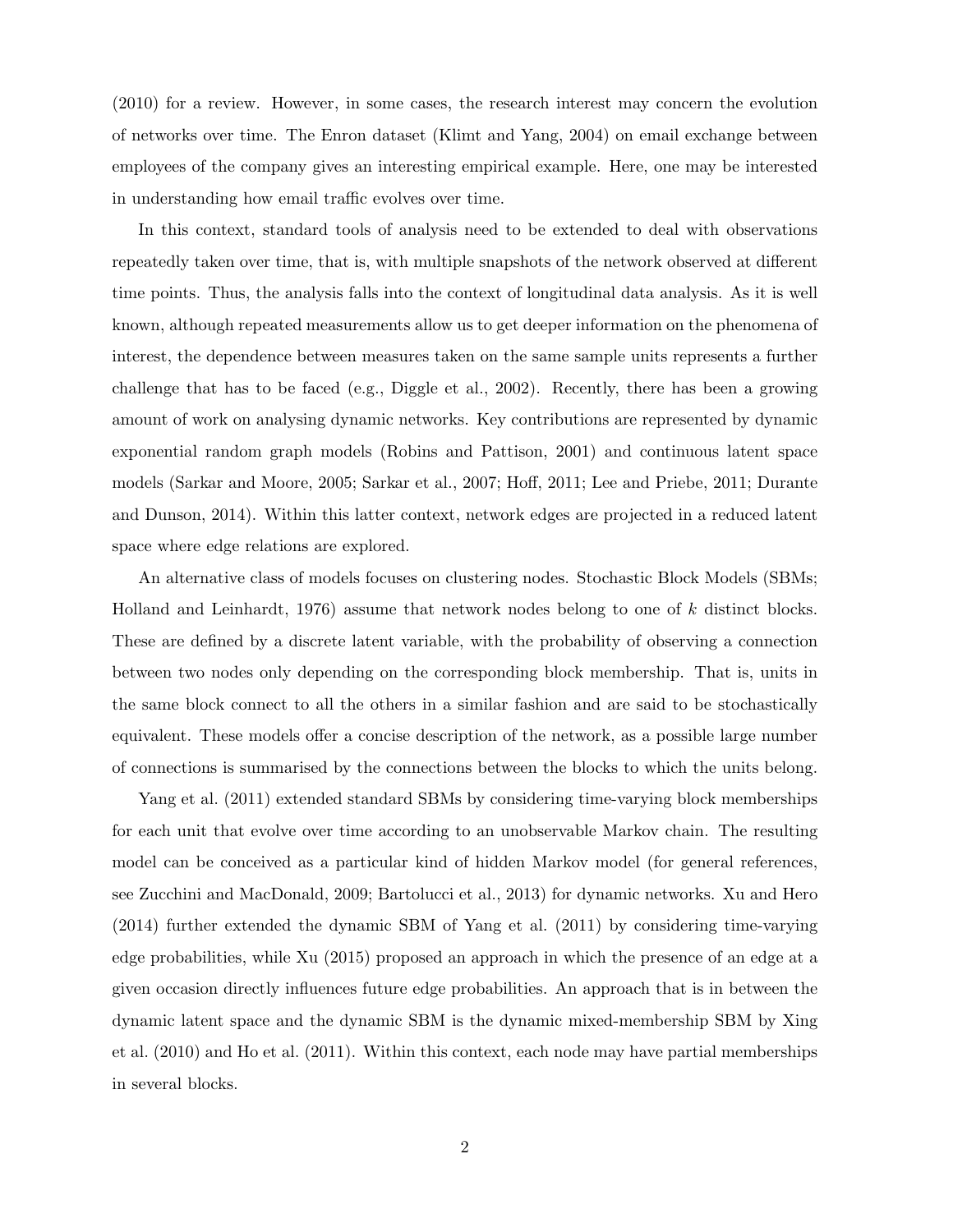(2010) for a review. However, in some cases, the research interest may concern the evolution of networks over time. The Enron dataset (Klimt and Yang, 2004) on email exchange between employees of the company gives an interesting empirical example. Here, one may be interested in understanding how email traffic evolves over time.

In this context, standard tools of analysis need to be extended to deal with observations repeatedly taken over time, that is, with multiple snapshots of the network observed at different time points. Thus, the analysis falls into the context of longitudinal data analysis. As it is well known, although repeated measurements allow us to get deeper information on the phenomena of interest, the dependence between measures taken on the same sample units represents a further challenge that has to be faced (e.g., Diggle et al., 2002). Recently, there has been a growing amount of work on analysing dynamic networks. Key contributions are represented by dynamic exponential random graph models (Robins and Pattison, 2001) and continuous latent space models (Sarkar and Moore, 2005; Sarkar et al., 2007; Hoff, 2011; Lee and Priebe, 2011; Durante and Dunson, 2014). Within this latter context, network edges are projected in a reduced latent space where edge relations are explored.

An alternative class of models focuses on clustering nodes. Stochastic Block Models (SBMs; Holland and Leinhardt, 1976) assume that network nodes belong to one of $k$ distinct blocks. These are defined by a discrete latent variable, with the probability of observing a connection between two nodes only depending on the corresponding block membership. That is, units in the same block connect to all the others in a similar fashion and are said to be stochastically equivalent. These models offer a concise description of the network, as a possible large number of connections is summarised by the connections between the blocks to which the units belong.

Yang et al. (2011) extended standard SBMs by considering time-varying block memberships for each unit that evolve over time according to an unobservable Markov chain. The resulting model can be conceived as a particular kind of hidden Markov model (for general references, see Zucchini and MacDonald, 2009; Bartolucci et al., 2013) for dynamic networks. Xu and Hero (2014) further extended the dynamic SBM of Yang et al. (2011) by considering time-varying edge probabilities, while Xu (2015) proposed an approach in which the presence of an edge at a given occasion directly influences future edge probabilities. An approach that is in between the dynamic latent space and the dynamic SBM is the dynamic mixed-membership SBM by Xing et al. (2010) and Ho et al. (2011). Within this context, each node may have partial memberships in several blocks.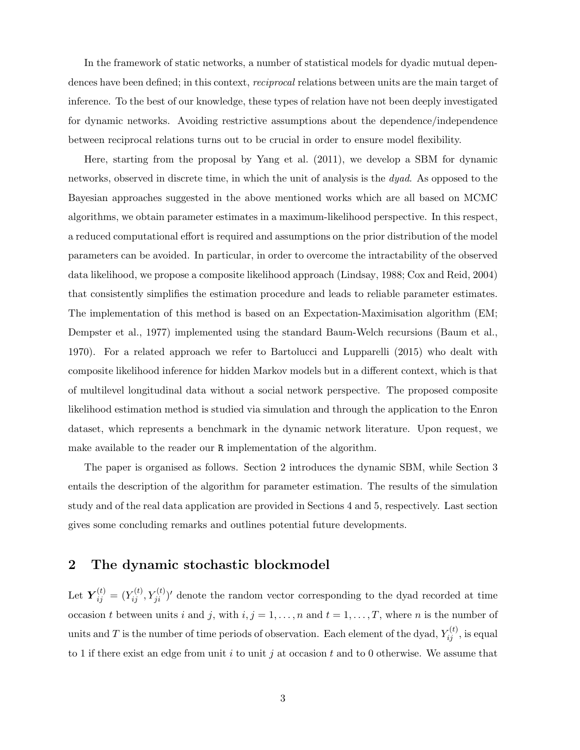In the framework of static networks, a number of statistical models for dyadic mutual dependences have been defined; in this context, *reciprocal* relations between units are the main target of inference. To the best of our knowledge, these types of relation have not been deeply investigated for dynamic networks. Avoiding restrictive assumptions about the dependence/independence between reciprocal relations turns out to be crucial in order to ensure model flexibility.

Here, starting from the proposal by Yang et al. (2011), we develop a SBM for dynamic networks, observed in discrete time, in which the unit of analysis is the *dyad*. As opposed to the Bayesian approaches suggested in the above mentioned works which are all based on MCMC algorithms, we obtain parameter estimates in a maximum-likelihood perspective. In this respect, a reduced computational effort is required and assumptions on the prior distribution of the model parameters can be avoided. In particular, in order to overcome the intractability of the observed data likelihood, we propose a composite likelihood approach (Lindsay, 1988; Cox and Reid, 2004) that consistently simplifies the estimation procedure and leads to reliable parameter estimates. The implementation of this method is based on an Expectation-Maximisation algorithm (EM; Dempster et al., 1977) implemented using the standard Baum-Welch recursions (Baum et al., 1970). For a related approach we refer to Bartolucci and Lupparelli (2015) who dealt with composite likelihood inference for hidden Markov models but in a different context, which is that of multilevel longitudinal data without a social network perspective. The proposed composite likelihood estimation method is studied via simulation and through the application to the Enron dataset, which represents a benchmark in the dynamic network literature. Upon request, we make available to the reader our `R` implementation of the algorithm.

The paper is organised as follows. Section 2 introduces the dynamic SBM, while Section 3 entails the description of the algorithm for parameter estimation. The results of the simulation study and of the real data application are provided in Sections 4 and 5, respectively. Last section gives some concluding remarks and outlines potential future developments.

## 2 The dynamic stochastic blockmodel

Let $\boldsymbol{Y}_{ij}^{(t)} = (Y_{ij}^{(t)}, Y_{ji}^{(t)})'$ denote the random vector corresponding to the dyad recorded at time occasion $t$ between units $i$ and $j$, with $i, j = 1, \ldots, n$ and $t = 1, \ldots, T$, where $n$ is the number of units and $T$ is the number of time periods of observation. Each element of the dyad, $Y_{ij}^{(t)}$, is equal to 1 if there exist an edge from unit $i$ to unit $j$ at occasion $t$ and to 0 otherwise. We assume that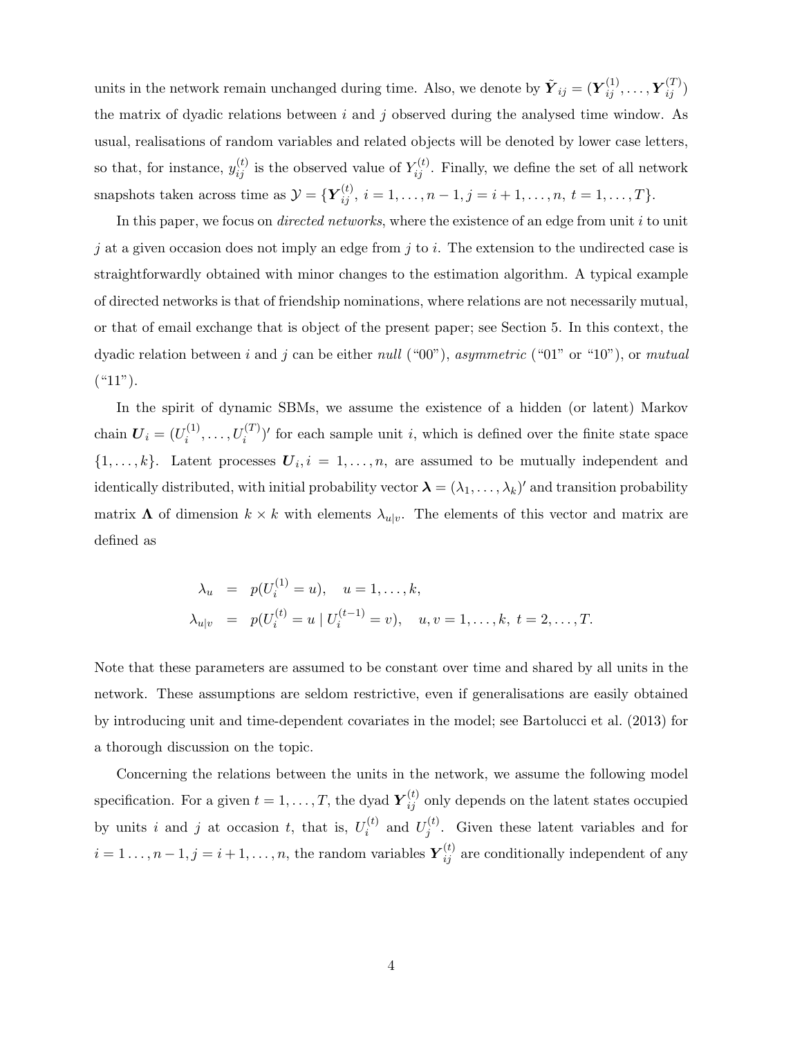units in the network remain unchanged during time. Also, we denote by $\tilde{\boldsymbol{Y}}_{ij} = (\boldsymbol{Y}_{ij}^{(1)}, \ldots, \boldsymbol{Y}_{ij}^{(T)})$ the matrix of dyadic relations between $i$ and $j$ observed during the analysed time window. As usual, realisations of random variables and related objects will be denoted by lower case letters, so that, for instance, $y_{ij}^{(t)}$ is the observed value of $Y_{ij}^{(t)}$. Finally, we define the set of all network snapshots taken across time as $\mathcal{Y} = \{\boldsymbol{Y}_{ij}^{(t)},\ i = 1, \ldots, n-1, j = i+1, \ldots, n,\ t = 1, \ldots, T\}$.

In this paper, we focus on *directed networks*, where the existence of an edge from unit $i$ to unit $j$ at a given occasion does not imply an edge from $j$ to $i$. The extension to the undirected case is straightforwardly obtained with minor changes to the estimation algorithm. A typical example of directed networks is that of friendship nominations, where relations are not necessarily mutual, or that of email exchange that is object of the present paper; see Section 5. In this context, the dyadic relation between $i$ and $j$ can be either *null* ("00"), *asymmetric* ("01" or "10"), or *mutual* ("11").

In the spirit of dynamic SBMs, we assume the existence of a hidden (or latent) Markov chain $\boldsymbol{U}_i = (U_i^{(1)}, \ldots, U_i^{(T)})'$ for each sample unit $i$, which is defined over the finite state space $\{1, \ldots, k\}$. Latent processes $\boldsymbol{U}_i, i = 1, \ldots, n$, are assumed to be mutually independent and identically distributed, with initial probability vector $\boldsymbol{\lambda} = (\lambda_1, \ldots, \lambda_k)'$ and transition probability matrix $\boldsymbol{\Lambda}$ of dimension $k \times k$ with elements $\lambda_{u|v}$. The elements of this vector and matrix are defined as

$$
\begin{aligned}
\lambda_u &= p(U_i^{(1)} = u), \quad u = 1, \ldots, k, \\
\lambda_{u|v} &= p(U_i^{(t)} = u \mid U_i^{(t-1)} = v), \quad u, v = 1, \ldots, k,\ t = 2, \ldots, T.
\end{aligned}
$$

Note that these parameters are assumed to be constant over time and shared by all units in the network. These assumptions are seldom restrictive, even if generalisations are easily obtained by introducing unit and time-dependent covariates in the model; see Bartolucci et al. (2013) for a thorough discussion on the topic.

Concerning the relations between the units in the network, we assume the following model specification. For a given $t = 1, \ldots, T$, the dyad $\boldsymbol{Y}_{ij}^{(t)}$ only depends on the latent states occupied by units $i$ and $j$ at occasion $t$, that is, $U_i^{(t)}$ and $U_j^{(t)}$. Given these latent variables and for $i = 1 \ldots, n-1, j = i+1, \ldots, n$, the random variables $\boldsymbol{Y}_{ij}^{(t)}$ are conditionally independent of any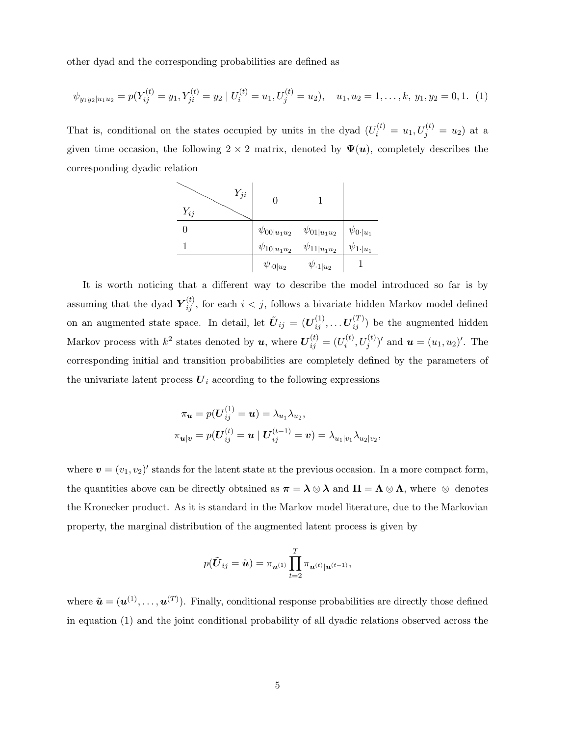other dyad and the corresponding probabilities are defined as

$$\psi_{y_1 y_2|u_1 u_2} = p(Y_{ij}^{(t)} = y_1, Y_{ji}^{(t)} = y_2 \mid U_i^{(t)} = u_1, U_j^{(t)} = u_2), \quad u_1, u_2 = 1, \ldots, k, \; y_1, y_2 = 0, 1. \quad (1)$$

That is, conditional on the states occupied by units in the dyad ($U_i^{(t)} = u_1, U_j^{(t)} = u_2$) at a given time occasion, the following $2 \times 2$ matrix, denoted by $\boldsymbol{\Psi}(\boldsymbol{u})$, completely describes the corresponding dyadic relation

| $Y_{ij}$ \ $Y_{ji}$ | 0 | 1 | |
|---|---|---|---|
| 0 | $\psi_{00\|u_1u_2}$ | $\psi_{01\|u_1u_2}$ | $\psi_{0\cdot\|u_1}$ |
| 1 | $\psi_{10\|u_1u_2}$ | $\psi_{11\|u_1u_2}$ | $\psi_{1\cdot\|u_1}$ |
| | $\psi_{\cdot 0\|u_2}$ | $\psi_{\cdot 1\|u_2}$ | 1 |

It is worth noticing that a different way to describe the model introduced so far is by assuming that the dyad $\boldsymbol{Y}_{ij}^{(t)}$, for each $i < j$, follows a bivariate hidden Markov model defined on an augmented state space. In detail, let $\tilde{\boldsymbol{U}}_{ij} = (\boldsymbol{U}_{ij}^{(1)}, \ldots \boldsymbol{U}_{ij}^{(T)})$ be the augmented hidden Markov process with $k^2$ states denoted by $\boldsymbol{u}$, where $\boldsymbol{U}_{ij}^{(t)} = (U_i^{(t)}, U_j^{(t)})'$ and $\boldsymbol{u} = (u_1, u_2)'$. The corresponding initial and transition probabilities are completely defined by the parameters of the univariate latent process $\boldsymbol{U}_i$ according to the following expressions

$$\pi_{\boldsymbol{u}} = p(\boldsymbol{U}_{ij}^{(1)} = \boldsymbol{u}) = \lambda_{u_1} \lambda_{u_2},$$
$$\pi_{\boldsymbol{u}|\boldsymbol{v}} = p(\boldsymbol{U}_{ij}^{(t)} = \boldsymbol{u} \mid \boldsymbol{U}_{ij}^{(t-1)} = \boldsymbol{v}) = \lambda_{u_1|v_1} \lambda_{u_2|v_2},$$

where $\boldsymbol{v} = (v_1, v_2)'$ stands for the latent state at the previous occasion. In a more compact form, the quantities above can be directly obtained as $\boldsymbol{\pi} = \boldsymbol{\lambda} \otimes \boldsymbol{\lambda}$ and $\boldsymbol{\Pi} = \boldsymbol{\Lambda} \otimes \boldsymbol{\Lambda}$, where $\otimes$ denotes the Kronecker product. As it is standard in the Markov model literature, due to the Markovian property, the marginal distribution of the augmented latent process is given by

$$p(\tilde{\boldsymbol{U}}_{ij} = \tilde{\boldsymbol{u}}) = \pi_{\boldsymbol{u}^{(1)}} \prod_{t=2}^{T} \pi_{\boldsymbol{u}^{(t)}|\boldsymbol{u}^{(t-1)}},$$

where $\tilde{\boldsymbol{u}} = (\boldsymbol{u}^{(1)}, \ldots, \boldsymbol{u}^{(T)})$. Finally, conditional response probabilities are directly those defined in equation (1) and the joint conditional probability of all dyadic relations observed across the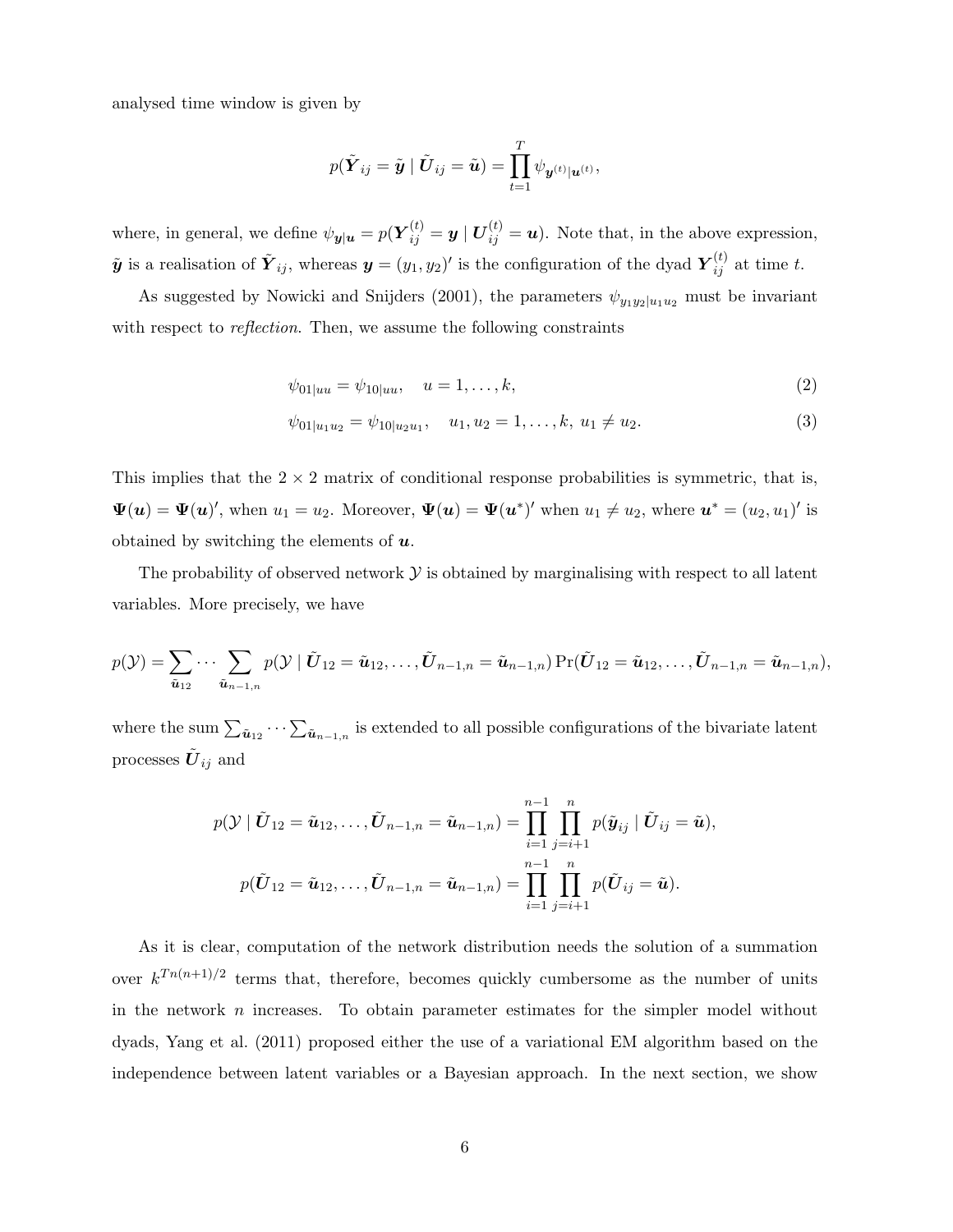analysed time window is given by

$$p(\tilde{\boldsymbol{Y}}_{ij} = \tilde{\boldsymbol{y}} \mid \tilde{\boldsymbol{U}}_{ij} = \tilde{\boldsymbol{u}}) = \prod_{t=1}^{T} \psi_{\boldsymbol{y}^{(t)}|\boldsymbol{u}^{(t)}},$$

where, in general, we define $\psi_{\boldsymbol{y}|\boldsymbol{u}} = p(\boldsymbol{Y}_{ij}^{(t)} = \boldsymbol{y} \mid \boldsymbol{U}_{ij}^{(t)} = \boldsymbol{u})$. Note that, in the above expression, $\tilde{\boldsymbol{y}}$ is a realisation of $\tilde{\boldsymbol{Y}}_{ij}$, whereas $\boldsymbol{y} = (y_1, y_2)'$ is the configuration of the dyad $\boldsymbol{Y}_{ij}^{(t)}$ at time $t$.

As suggested by Nowicki and Snijders (2001), the parameters $\psi_{y_1 y_2|u_1 u_2}$ must be invariant with respect to *reflection*. Then, we assume the following constraints

$$\psi_{01|uu} = \psi_{10|uu}, \quad u = 1, \ldots, k, \tag{2}$$

$$\psi_{01|u_1 u_2} = \psi_{10|u_2 u_1}, \quad u_1, u_2 = 1, \ldots, k, \; u_1 \neq u_2. \tag{3}$$

This implies that the $2 \times 2$ matrix of conditional response probabilities is symmetric, that is, $\boldsymbol{\Psi}(\boldsymbol{u}) = \boldsymbol{\Psi}(\boldsymbol{u})'$, when $u_1 = u_2$. Moreover, $\boldsymbol{\Psi}(\boldsymbol{u}) = \boldsymbol{\Psi}(\boldsymbol{u}^*)'$ when $u_1 \neq u_2$, where $\boldsymbol{u}^* = (u_2, u_1)'$ is obtained by switching the elements of $\boldsymbol{u}$.

The probability of observed network $\mathcal{Y}$ is obtained by marginalising with respect to all latent variables. More precisely, we have

$$p(\mathcal{Y}) = \sum_{\tilde{\boldsymbol{u}}_{12}} \cdots \sum_{\tilde{\boldsymbol{u}}_{n-1,n}} p(\mathcal{Y} \mid \tilde{\boldsymbol{U}}_{12} = \tilde{\boldsymbol{u}}_{12}, \ldots, \tilde{\boldsymbol{U}}_{n-1,n} = \tilde{\boldsymbol{u}}_{n-1,n}) \Pr(\tilde{\boldsymbol{U}}_{12} = \tilde{\boldsymbol{u}}_{12}, \ldots, \tilde{\boldsymbol{U}}_{n-1,n} = \tilde{\boldsymbol{u}}_{n-1,n}),$$

where the sum $\sum_{\tilde{\boldsymbol{u}}_{12}} \cdots \sum_{\tilde{\boldsymbol{u}}_{n-1,n}}$ is extended to all possible configurations of the bivariate latent processes $\tilde{\boldsymbol{U}}_{ij}$ and

$$p(\mathcal{Y} \mid \tilde{\boldsymbol{U}}_{12} = \tilde{\boldsymbol{u}}_{12}, \ldots, \tilde{\boldsymbol{U}}_{n-1,n} = \tilde{\boldsymbol{u}}_{n-1,n}) = \prod_{i=1}^{n-1} \prod_{j=i+1}^{n} p(\tilde{\boldsymbol{y}}_{ij} \mid \tilde{\boldsymbol{U}}_{ij} = \tilde{\boldsymbol{u}}),$$

$$p(\tilde{\boldsymbol{U}}_{12} = \tilde{\boldsymbol{u}}_{12}, \ldots, \tilde{\boldsymbol{U}}_{n-1,n} = \tilde{\boldsymbol{u}}_{n-1,n}) = \prod_{i=1}^{n-1} \prod_{j=i+1}^{n} p(\tilde{\boldsymbol{U}}_{ij} = \tilde{\boldsymbol{u}}).$$

As it is clear, computation of the network distribution needs the solution of a summation over $k^{Tn(n+1)/2}$ terms that, therefore, becomes quickly cumbersome as the number of units in the network $n$ increases. To obtain parameter estimates for the simpler model without dyads, Yang et al. (2011) proposed either the use of a variational EM algorithm based on the independence between latent variables or a Bayesian approach. In the next section, we show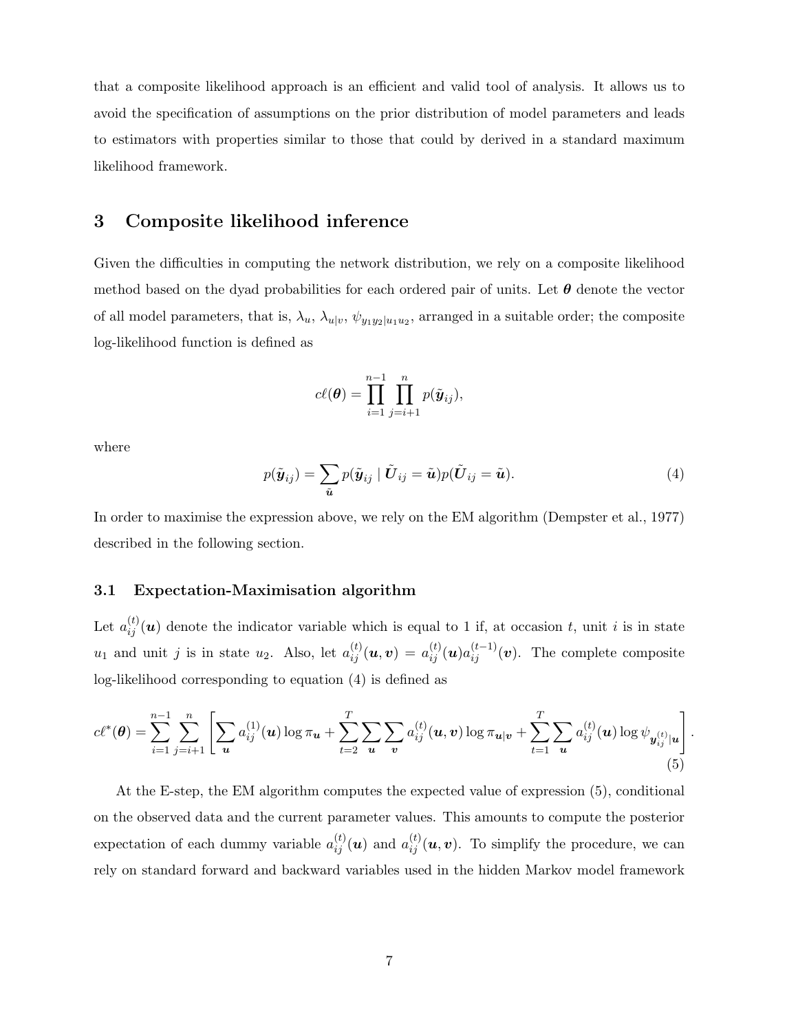that a composite likelihood approach is an efficient and valid tool of analysis. It allows us to avoid the specification of assumptions on the prior distribution of model parameters and leads to estimators with properties similar to those that could by derived in a standard maximum likelihood framework.

## 3 Composite likelihood inference

Given the difficulties in computing the network distribution, we rely on a composite likelihood method based on the dyad probabilities for each ordered pair of units. Let $\boldsymbol{\theta}$ denote the vector of all model parameters, that is, $\lambda_u$, $\lambda_{u|v}$, $\psi_{y_1 y_2|u_1 u_2}$, arranged in a suitable order; the composite log-likelihood function is defined as

$$c\ell(\boldsymbol{\theta}) = \prod_{i=1}^{n-1} \prod_{j=i+1}^{n} p(\tilde{\boldsymbol{y}}_{ij}),$$

where

$$p(\tilde{\boldsymbol{y}}_{ij}) = \sum_{\tilde{\boldsymbol{u}}} p(\tilde{\boldsymbol{y}}_{ij} \mid \tilde{\boldsymbol{U}}_{ij} = \tilde{\boldsymbol{u}}) p(\tilde{\boldsymbol{U}}_{ij} = \tilde{\boldsymbol{u}}). \tag{4}$$

In order to maximise the expression above, we rely on the EM algorithm (Dempster et al., 1977) described in the following section.

### 3.1 Expectation-Maximisation algorithm

Let $a_{ij}^{(t)}(\boldsymbol{u})$ denote the indicator variable which is equal to 1 if, at occasion $t$, unit $i$ is in state $u_1$ and unit $j$ is in state $u_2$. Also, let $a_{ij}^{(t)}(\boldsymbol{u}, \boldsymbol{v}) = a_{ij}^{(t)}(\boldsymbol{u}) a_{ij}^{(t-1)}(\boldsymbol{v})$. The complete composite log-likelihood corresponding to equation (4) is defined as

$$c\ell^*(\boldsymbol{\theta}) = \sum_{i=1}^{n-1} \sum_{j=i+1}^{n} \left[ \sum_{\boldsymbol{u}} a_{ij}^{(1)}(\boldsymbol{u}) \log \pi_{\boldsymbol{u}} + \sum_{t=2}^{T} \sum_{\boldsymbol{u}} \sum_{\boldsymbol{v}} a_{ij}^{(t)}(\boldsymbol{u}, \boldsymbol{v}) \log \pi_{\boldsymbol{u}|\boldsymbol{v}} + \sum_{t=1}^{T} \sum_{\boldsymbol{u}} a_{ij}^{(t)}(\boldsymbol{u}) \log \psi_{\boldsymbol{y}_{ij}^{(t)}|\boldsymbol{u}} \right]. \tag{5}$$

At the E-step, the EM algorithm computes the expected value of expression (5), conditional on the observed data and the current parameter values. This amounts to compute the posterior expectation of each dummy variable $a_{ij}^{(t)}(\boldsymbol{u})$ and $a_{ij}^{(t)}(\boldsymbol{u}, \boldsymbol{v})$. To simplify the procedure, we can rely on standard forward and backward variables used in the hidden Markov model framework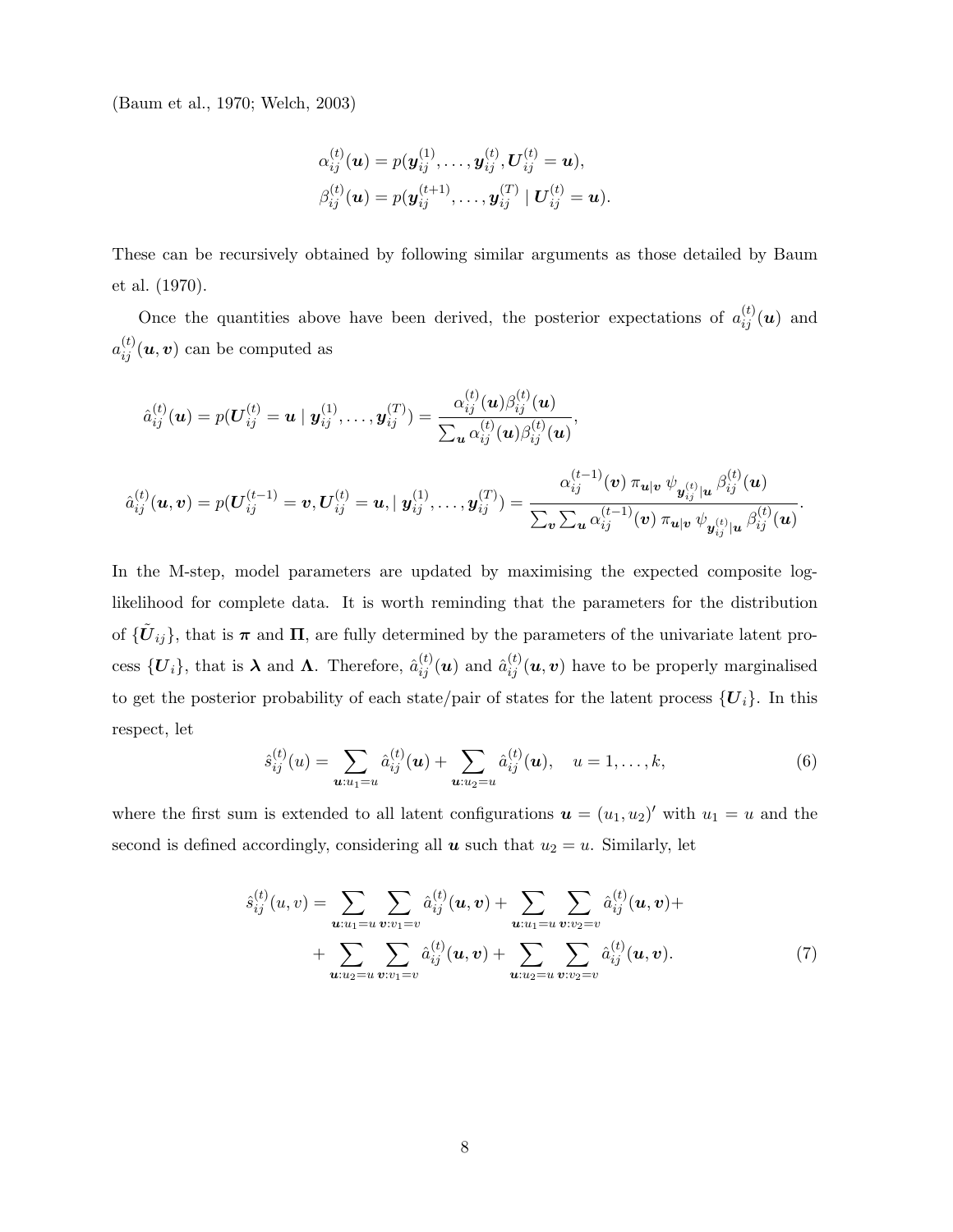(Baum et al., 1970; Welch, 2003)

$$
\alpha_{ij}^{(t)}(\boldsymbol{u}) = p(\boldsymbol{y}_{ij}^{(1)}, \ldots, \boldsymbol{y}_{ij}^{(t)}, \boldsymbol{U}_{ij}^{(t)} = \boldsymbol{u}),
$$
$$
\beta_{ij}^{(t)}(\boldsymbol{u}) = p(\boldsymbol{y}_{ij}^{(t+1)}, \ldots, \boldsymbol{y}_{ij}^{(T)} \mid \boldsymbol{U}_{ij}^{(t)} = \boldsymbol{u}).
$$

These can be recursively obtained by following similar arguments as those detailed by Baum et al. (1970).

Once the quantities above have been derived, the posterior expectations of $a_{ij}^{(t)}(\boldsymbol{u})$ and $a_{ij}^{(t)}(\boldsymbol{u}, \boldsymbol{v})$ can be computed as

$$
\hat{a}_{ij}^{(t)}(\boldsymbol{u}) = p(\boldsymbol{U}_{ij}^{(t)} = \boldsymbol{u} \mid \boldsymbol{y}_{ij}^{(1)}, \ldots, \boldsymbol{y}_{ij}^{(T)}) = \frac{\alpha_{ij}^{(t)}(\boldsymbol{u})\beta_{ij}^{(t)}(\boldsymbol{u})}{\sum_{\boldsymbol{u}} \alpha_{ij}^{(t)}(\boldsymbol{u})\beta_{ij}^{(t)}(\boldsymbol{u})},
$$

$$
\hat{a}_{ij}^{(t)}(\boldsymbol{u}, \boldsymbol{v}) = p(\boldsymbol{U}_{ij}^{(t-1)} = \boldsymbol{v}, \boldsymbol{U}_{ij}^{(t)} = \boldsymbol{u}, \mid \boldsymbol{y}_{ij}^{(1)}, \ldots, \boldsymbol{y}_{ij}^{(T)}) = \frac{\alpha_{ij}^{(t-1)}(\boldsymbol{v})\, \pi_{\boldsymbol{u}|\boldsymbol{v}}\, \psi_{\boldsymbol{y}_{ij}^{(t)}|\boldsymbol{u}}\, \beta_{ij}^{(t)}(\boldsymbol{u})}{\sum_{\boldsymbol{v}} \sum_{\boldsymbol{u}} \alpha_{ij}^{(t-1)}(\boldsymbol{v})\, \pi_{\boldsymbol{u}|\boldsymbol{v}}\, \psi_{\boldsymbol{y}_{ij}^{(t)}|\boldsymbol{u}}\, \beta_{ij}^{(t)}(\boldsymbol{u})}.
$$

In the M-step, model parameters are updated by maximising the expected composite log-likelihood for complete data. It is worth reminding that the parameters for the distribution of $\{\tilde{\boldsymbol{U}}_{ij}\}$, that is $\boldsymbol{\pi}$ and $\boldsymbol{\Pi}$, are fully determined by the parameters of the univariate latent process $\{\boldsymbol{U}_i\}$, that is $\boldsymbol{\lambda}$ and $\boldsymbol{\Lambda}$. Therefore, $\hat{a}_{ij}^{(t)}(\boldsymbol{u})$ and $\hat{a}_{ij}^{(t)}(\boldsymbol{u}, \boldsymbol{v})$ have to be properly marginalised to get the posterior probability of each state/pair of states for the latent process $\{\boldsymbol{U}_i\}$. In this respect, let

$$
\hat{s}_{ij}^{(t)}(u) = \sum_{\boldsymbol{u}: u_1 = u} \hat{a}_{ij}^{(t)}(\boldsymbol{u}) + \sum_{\boldsymbol{u}: u_2 = u} \hat{a}_{ij}^{(t)}(\boldsymbol{u}), \quad u = 1, \ldots, k, \tag{6}
$$

where the first sum is extended to all latent configurations $\boldsymbol{u} = (u_1, u_2)'$ with $u_1 = u$ and the second is defined accordingly, considering all $\boldsymbol{u}$ such that $u_2 = u$. Similarly, let

$$
\begin{aligned}
\hat{s}_{ij}^{(t)}(u, v) = & \sum_{\boldsymbol{u}: u_1 = u} \sum_{\boldsymbol{v}: v_1 = v} \hat{a}_{ij}^{(t)}(\boldsymbol{u}, \boldsymbol{v}) + \sum_{\boldsymbol{u}: u_1 = u} \sum_{\boldsymbol{v}: v_2 = v} \hat{a}_{ij}^{(t)}(\boldsymbol{u}, \boldsymbol{v}) + \\
& + \sum_{\boldsymbol{u}: u_2 = u} \sum_{\boldsymbol{v}: v_1 = v} \hat{a}_{ij}^{(t)}(\boldsymbol{u}, \boldsymbol{v}) + \sum_{\boldsymbol{u}: u_2 = u} \sum_{\boldsymbol{v}: v_2 = v} \hat{a}_{ij}^{(t)}(\boldsymbol{u}, \boldsymbol{v}).
\end{aligned} \tag{7}
$$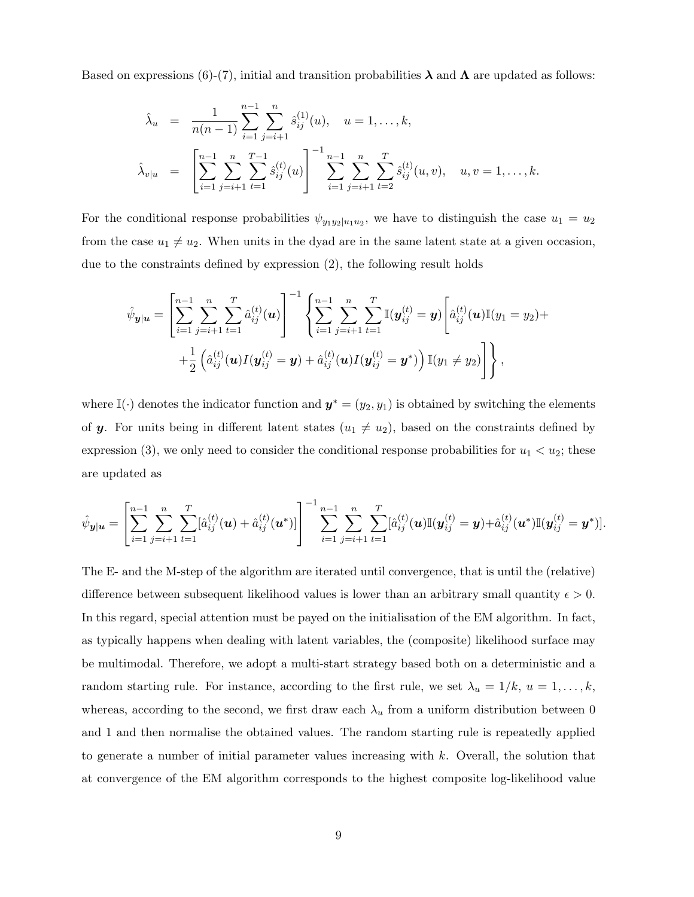Based on expressions (6)-(7), initial and transition probabilities $\boldsymbol{\lambda}$ and $\boldsymbol{\Lambda}$ are updated as follows:

$$
\begin{aligned}
\hat{\lambda}_u &= \frac{1}{n(n-1)} \sum_{i=1}^{n-1} \sum_{j=i+1}^{n} \hat{s}_{ij}^{(1)}(u), \quad u = 1, \ldots, k, \\
\hat{\lambda}_{v|u} &= \left[ \sum_{i=1}^{n-1} \sum_{j=i+1}^{n} \sum_{t=1}^{T-1} \hat{s}_{ij}^{(t)}(u) \right]^{-1} \sum_{i=1}^{n-1} \sum_{j=i+1}^{n} \sum_{t=2}^{T} \hat{s}_{ij}^{(t)}(u, v), \quad u, v = 1, \ldots, k.
\end{aligned}
$$

For the conditional response probabilities $\psi_{y_1 y_2 | u_1 u_2}$, we have to distinguish the case $u_1 = u_2$ from the case $u_1 \neq u_2$. When units in the dyad are in the same latent state at a given occasion, due to the constraints defined by expression (2), the following result holds

$$
\begin{aligned}
\hat{\psi}_{\boldsymbol{y}|\boldsymbol{u}} = \left[ \sum_{i=1}^{n-1} \sum_{j=i+1}^{n} \sum_{t=1}^{T} \hat{a}_{ij}^{(t)}(\boldsymbol{u}) \right]^{-1} \Bigg\{ \sum_{i=1}^{n-1} \sum_{j=i+1}^{n} \sum_{t=1}^{T} \mathbb{I}(\boldsymbol{y}_{ij}^{(t)} = \boldsymbol{y}) \Bigg[ \hat{a}_{ij}^{(t)}(\boldsymbol{u}) \mathbb{I}(y_1 = y_2) + \\
+ \frac{1}{2} \left( \hat{a}_{ij}^{(t)}(\boldsymbol{u}) I(\boldsymbol{y}_{ij}^{(t)} = \boldsymbol{y}) + \hat{a}_{ij}^{(t)}(\boldsymbol{u}) I(\boldsymbol{y}_{ij}^{(t)} = \boldsymbol{y}^*) \right) \mathbb{I}(y_1 \neq y_2) \Bigg] \Bigg\},
\end{aligned}
$$

where $\mathbb{I}(\cdot)$ denotes the indicator function and $\boldsymbol{y}^* = (y_2, y_1)$ is obtained by switching the elements of $\boldsymbol{y}$. For units being in different latent states ($u_1 \neq u_2$), based on the constraints defined by expression (3), we only need to consider the conditional response probabilities for $u_1 < u_2$; these are updated as

$$
\hat{\psi}_{\boldsymbol{y}|\boldsymbol{u}} = \left[ \sum_{i=1}^{n-1} \sum_{j=i+1}^{n} \sum_{t=1}^{T} [\hat{a}_{ij}^{(t)}(\boldsymbol{u}) + \hat{a}_{ij}^{(t)}(\boldsymbol{u}^*)] \right]^{-1} \sum_{i=1}^{n-1} \sum_{j=i+1}^{n} \sum_{t=1}^{T} [\hat{a}_{ij}^{(t)}(\boldsymbol{u}) \mathbb{I}(\boldsymbol{y}_{ij}^{(t)} = \boldsymbol{y}) + \hat{a}_{ij}^{(t)}(\boldsymbol{u}^*) \mathbb{I}(\boldsymbol{y}_{ij}^{(t)} = \boldsymbol{y}^*)].
$$

The E- and the M-step of the algorithm are iterated until convergence, that is until the (relative) difference between subsequent likelihood values is lower than an arbitrary small quantity $\epsilon > 0$. In this regard, special attention must be payed on the initialisation of the EM algorithm. In fact, as typically happens when dealing with latent variables, the (composite) likelihood surface may be multimodal. Therefore, we adopt a multi-start strategy based both on a deterministic and a random starting rule. For instance, according to the first rule, we set $\lambda_u = 1/k$, $u = 1, \ldots, k$, whereas, according to the second, we first draw each $\lambda_u$ from a uniform distribution between 0 and 1 and then normalise the obtained values. The random starting rule is repeatedly applied to generate a number of initial parameter values increasing with $k$. Overall, the solution that at convergence of the EM algorithm corresponds to the highest composite log-likelihood value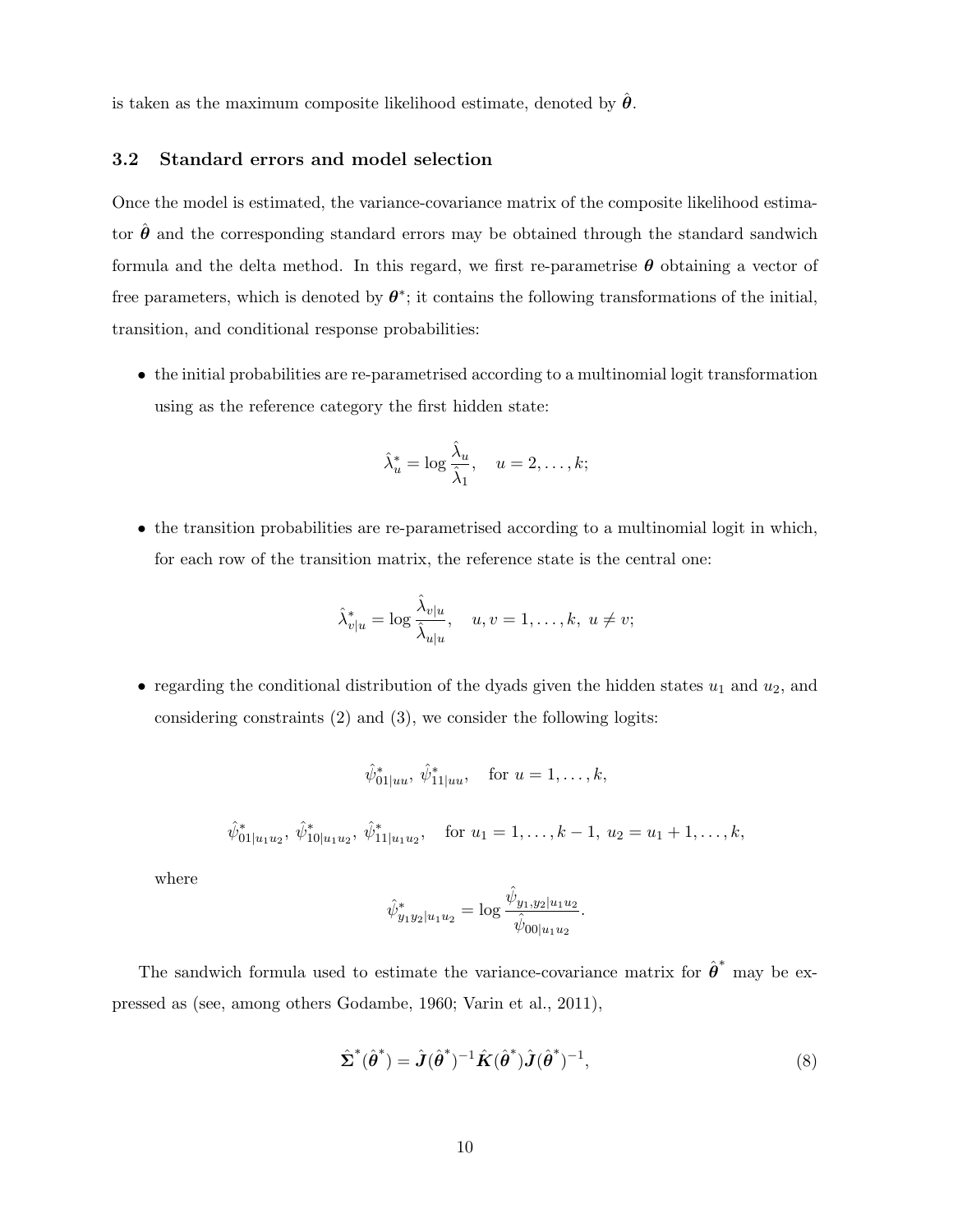is taken as the maximum composite likelihood estimate, denoted by $\hat{\boldsymbol{\theta}}$.

### 3.2 Standard errors and model selection

Once the model is estimated, the variance-covariance matrix of the composite likelihood estimator $\hat{\boldsymbol{\theta}}$ and the corresponding standard errors may be obtained through the standard sandwich formula and the delta method. In this regard, we first re-parametrise $\boldsymbol{\theta}$ obtaining a vector of free parameters, which is denoted by $\boldsymbol{\theta}^*$; it contains the following transformations of the initial, transition, and conditional response probabilities:

- the initial probabilities are re-parametrised according to a multinomial logit transformation using as the reference category the first hidden state:

$$\hat{\lambda}_u^* = \log \frac{\hat{\lambda}_u}{\hat{\lambda}_1}, \quad u = 2, \ldots, k;$$

- the transition probabilities are re-parametrised according to a multinomial logit in which, for each row of the transition matrix, the reference state is the central one:

$$\hat{\lambda}_{v|u}^* = \log \frac{\hat{\lambda}_{v|u}}{\hat{\lambda}_{u|u}}, \quad u, v = 1, \ldots, k, \; u \neq v;$$

- regarding the conditional distribution of the dyads given the hidden states $u_1$ and $u_2$, and considering constraints (2) and (3), we consider the following logits:

$$\hat{\psi}_{01|uu}^*, \; \hat{\psi}_{11|uu}^*, \quad \text{for } u = 1, \ldots, k,$$

$$\hat{\psi}_{01|u_1u_2}^*, \; \hat{\psi}_{10|u_1u_2}^*, \; \hat{\psi}_{11|u_1u_2}^*, \quad \text{for } u_1 = 1, \ldots, k-1, \; u_2 = u_1 + 1, \ldots, k,$$

  where

$$\hat{\psi}_{y_1y_2|u_1u_2}^* = \log \frac{\hat{\psi}_{y_1,y_2|u_1u_2}}{\hat{\psi}_{00|u_1u_2}}.$$

The sandwich formula used to estimate the variance-covariance matrix for $\hat{\boldsymbol{\theta}}^*$ may be expressed as (see, among others Godambe, 1960; Varin et al., 2011),

$$\hat{\boldsymbol{\Sigma}}^*(\hat{\boldsymbol{\theta}}^*) = \hat{\boldsymbol{J}}(\hat{\boldsymbol{\theta}}^*)^{-1} \hat{\boldsymbol{K}}(\hat{\boldsymbol{\theta}}^*) \hat{\boldsymbol{J}}(\hat{\boldsymbol{\theta}}^*)^{-1}, \tag{8}$$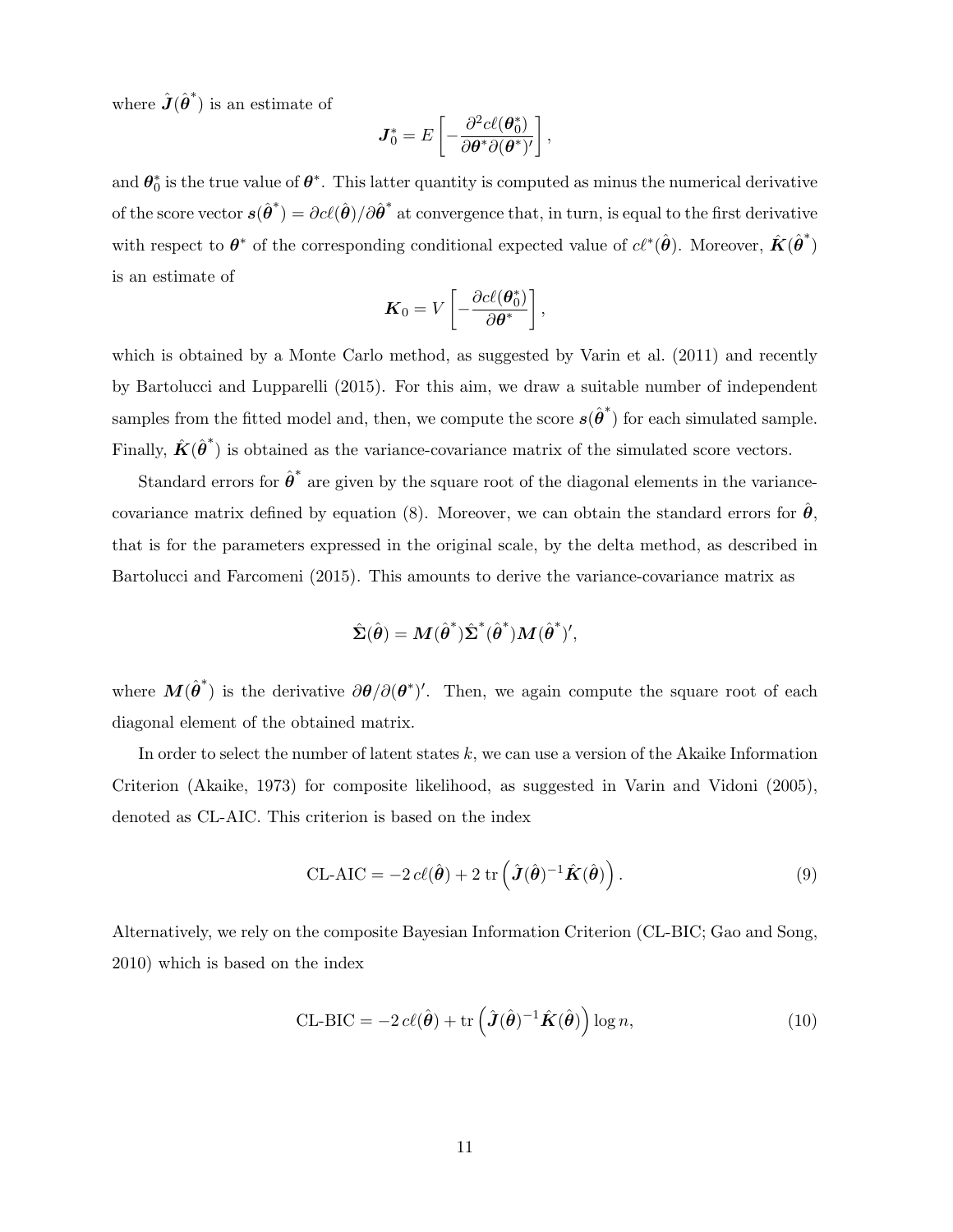where $\hat{\boldsymbol{J}}(\hat{\boldsymbol{\theta}}^*)$ is an estimate of

$$\boldsymbol{J}_0^* = E\left[-\frac{\partial^2 c\ell(\boldsymbol{\theta}_0^*)}{\partial\boldsymbol{\theta}^*\partial(\boldsymbol{\theta}^*)'}\right],$$

and $\boldsymbol{\theta}_0^*$ is the true value of $\boldsymbol{\theta}^*$. This latter quantity is computed as minus the numerical derivative of the score vector $\boldsymbol{s}(\hat{\boldsymbol{\theta}}^*) = \partial c\ell(\hat{\boldsymbol{\theta}})/\partial\hat{\boldsymbol{\theta}}^*$ at convergence that, in turn, is equal to the first derivative with respect to $\boldsymbol{\theta}^*$ of the corresponding conditional expected value of $c\ell^*(\hat{\boldsymbol{\theta}})$. Moreover, $\hat{\boldsymbol{K}}(\hat{\boldsymbol{\theta}}^*)$ is an estimate of

$$\boldsymbol{K}_0 = V\left[-\frac{\partial c\ell(\boldsymbol{\theta}_0^*)}{\partial\boldsymbol{\theta}^*}\right],$$

which is obtained by a Monte Carlo method, as suggested by Varin et al. (2011) and recently by Bartolucci and Lupparelli (2015). For this aim, we draw a suitable number of independent samples from the fitted model and, then, we compute the score $\boldsymbol{s}(\hat{\boldsymbol{\theta}}^*)$ for each simulated sample. Finally, $\hat{\boldsymbol{K}}(\hat{\boldsymbol{\theta}}^*)$ is obtained as the variance-covariance matrix of the simulated score vectors.

Standard errors for $\hat{\boldsymbol{\theta}}^*$ are given by the square root of the diagonal elements in the variance-covariance matrix defined by equation (8). Moreover, we can obtain the standard errors for $\hat{\boldsymbol{\theta}}$, that is for the parameters expressed in the original scale, by the delta method, as described in Bartolucci and Farcomeni (2015). This amounts to derive the variance-covariance matrix as

$$\hat{\boldsymbol{\Sigma}}(\hat{\boldsymbol{\theta}}) = \boldsymbol{M}(\hat{\boldsymbol{\theta}}^*)\hat{\boldsymbol{\Sigma}}^*(\hat{\boldsymbol{\theta}}^*)\boldsymbol{M}(\hat{\boldsymbol{\theta}}^*)',$$

where $\boldsymbol{M}(\hat{\boldsymbol{\theta}}^*)$ is the derivative $\partial\boldsymbol{\theta}/\partial(\boldsymbol{\theta}^*)'$. Then, we again compute the square root of each diagonal element of the obtained matrix.

In order to select the number of latent states $k$, we can use a version of the Akaike Information Criterion (Akaike, 1973) for composite likelihood, as suggested in Varin and Vidoni (2005), denoted as CL-AIC. This criterion is based on the index

$$\text{CL-AIC} = -2\,c\ell(\hat{\boldsymbol{\theta}}) + 2\,\text{tr}\left(\hat{\boldsymbol{J}}(\hat{\boldsymbol{\theta}})^{-1}\hat{\boldsymbol{K}}(\hat{\boldsymbol{\theta}})\right). \tag{9}$$

Alternatively, we rely on the composite Bayesian Information Criterion (CL-BIC; Gao and Song, 2010) which is based on the index

$$\text{CL-BIC} = -2\,c\ell(\hat{\boldsymbol{\theta}}) + \text{tr}\left(\hat{\boldsymbol{J}}(\hat{\boldsymbol{\theta}})^{-1}\hat{\boldsymbol{K}}(\hat{\boldsymbol{\theta}})\right)\log n, \tag{10}$$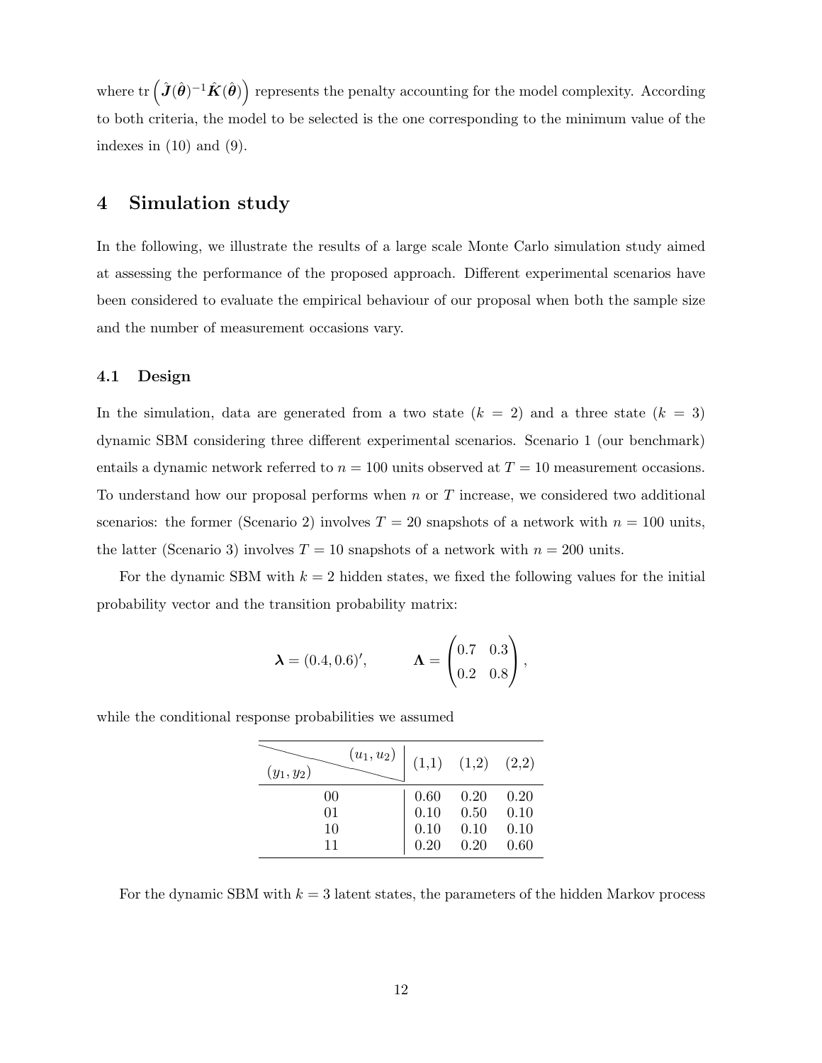where $\text{tr}\left(\hat{\boldsymbol{J}}(\hat{\boldsymbol{\theta}})^{-1}\hat{\boldsymbol{K}}(\hat{\boldsymbol{\theta}})\right)$ represents the penalty accounting for the model complexity. According to both criteria, the model to be selected is the one corresponding to the minimum value of the indexes in (10) and (9).

# 4 Simulation study

In the following, we illustrate the results of a large scale Monte Carlo simulation study aimed at assessing the performance of the proposed approach. Different experimental scenarios have been considered to evaluate the empirical behaviour of our proposal when both the sample size and the number of measurement occasions vary.

## 4.1 Design

In the simulation, data are generated from a two state ($k = 2$) and a three state ($k = 3$) dynamic SBM considering three different experimental scenarios. Scenario 1 (our benchmark) entails a dynamic network referred to $n = 100$ units observed at $T = 10$ measurement occasions. To understand how our proposal performs when $n$ or $T$ increase, we considered two additional scenarios: the former (Scenario 2) involves $T = 20$ snapshots of a network with $n = 100$ units, the latter (Scenario 3) involves $T = 10$ snapshots of a network with $n = 200$ units.

For the dynamic SBM with $k = 2$ hidden states, we fixed the following values for the initial probability vector and the transition probability matrix:

$$\boldsymbol{\lambda} = (0.4, 0.6)', \qquad \boldsymbol{\Lambda} = \begin{pmatrix} 0.7 & 0.3 \\ 0.2 & 0.8 \end{pmatrix},$$

while the conditional response probabilities we assumed

| $(y_1, y_2)$ \ $(u_1, u_2)$ | (1,1) | (1,2) | (2,2) |
|---|---|---|---|
| 00 | 0.60 | 0.20 | 0.20 |
| 01 | 0.10 | 0.50 | 0.10 |
| 10 | 0.10 | 0.10 | 0.10 |
| 11 | 0.20 | 0.20 | 0.60 |

For the dynamic SBM with $k = 3$ latent states, the parameters of the hidden Markov process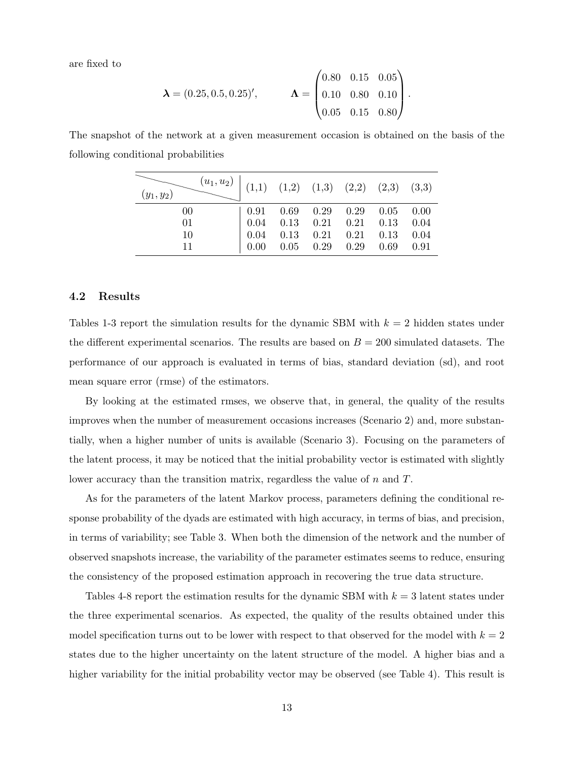are fixed to

$$\boldsymbol{\lambda} = (0.25, 0.5, 0.25)', \qquad \boldsymbol{\Lambda} = \begin{pmatrix} 0.80 & 0.15 & 0.05 \\ 0.10 & 0.80 & 0.10 \\ 0.05 & 0.15 & 0.80 \end{pmatrix}.$$

The snapshot of the network at a given measurement occasion is obtained on the basis of the following conditional probabilities

| $(y_1, y_2)$ \ $(u_1, u_2)$ | (1,1) | (1,2) | (1,3) | (2,2) | (2,3) | (3,3) |
|---|---|---|---|---|---|---|
| 00 | 0.91 | 0.69 | 0.29 | 0.29 | 0.05 | 0.00 |
| 01 | 0.04 | 0.13 | 0.21 | 0.21 | 0.13 | 0.04 |
| 10 | 0.04 | 0.13 | 0.21 | 0.21 | 0.13 | 0.04 |
| 11 | 0.00 | 0.05 | 0.29 | 0.29 | 0.69 | 0.91 |

### 4.2 Results

Tables 1-3 report the simulation results for the dynamic SBM with $k = 2$ hidden states under the different experimental scenarios. The results are based on $B = 200$ simulated datasets. The performance of our approach is evaluated in terms of bias, standard deviation (sd), and root mean square error (rmse) of the estimators.

By looking at the estimated rmses, we observe that, in general, the quality of the results improves when the number of measurement occasions increases (Scenario 2) and, more substantially, when a higher number of units is available (Scenario 3). Focusing on the parameters of the latent process, it may be noticed that the initial probability vector is estimated with slightly lower accuracy than the transition matrix, regardless the value of $n$ and $T$.

As for the parameters of the latent Markov process, parameters defining the conditional response probability of the dyads are estimated with high accuracy, in terms of bias, and precision, in terms of variability; see Table 3. When both the dimension of the network and the number of observed snapshots increase, the variability of the parameter estimates seems to reduce, ensuring the consistency of the proposed estimation approach in recovering the true data structure.

Tables 4-8 report the estimation results for the dynamic SBM with $k = 3$ latent states under the three experimental scenarios. As expected, the quality of the results obtained under this model specification turns out to be lower with respect to that observed for the model with $k = 2$ states due to the higher uncertainty on the latent structure of the model. A higher bias and a higher variability for the initial probability vector may be observed (see Table 4). This result is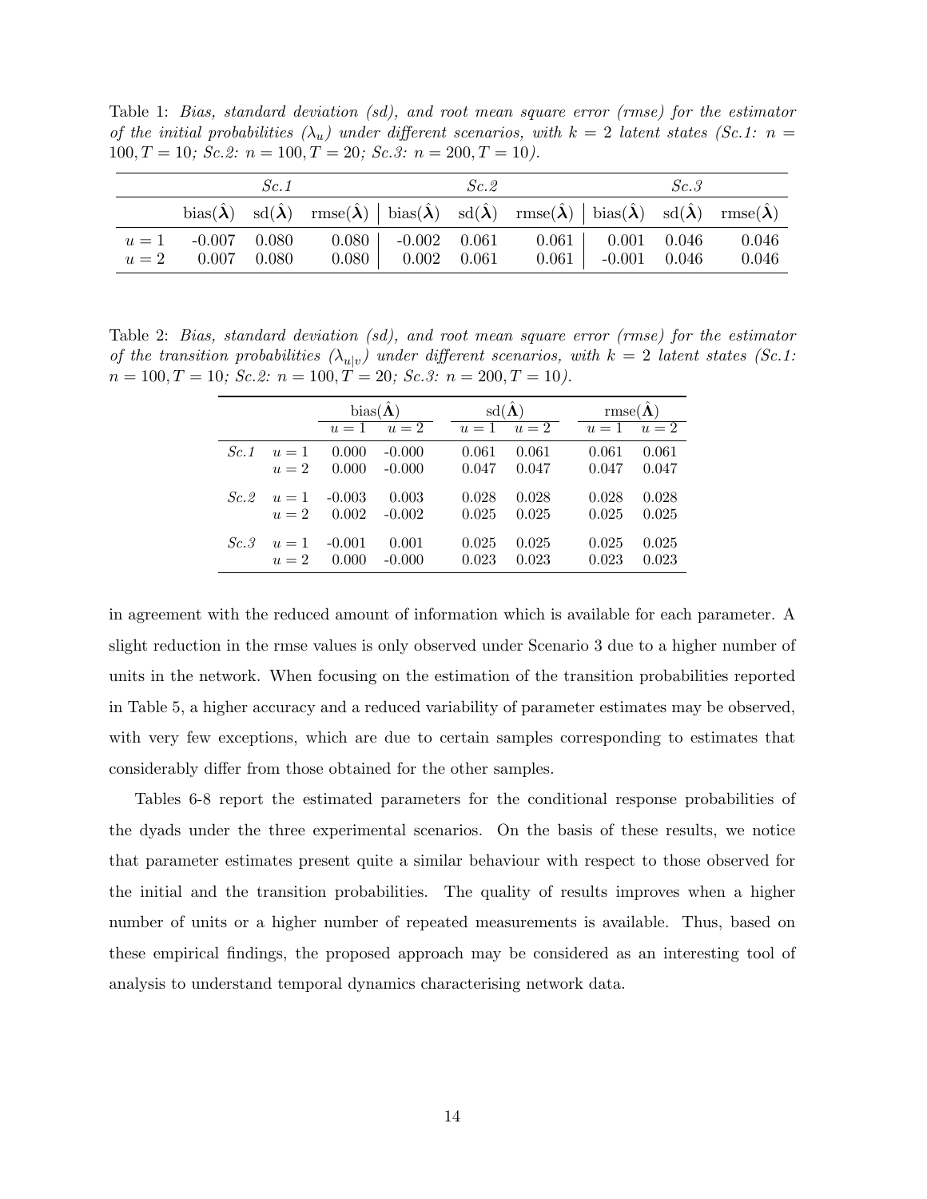Table 1: *Bias, standard deviation (sd), and root mean square error (rmse) for the estimator of the initial probabilities ($\lambda_u$) under different scenarios, with $k = 2$ latent states (Sc.1: $n = 100, T = 10$; Sc.2: $n = 100, T = 20$; Sc.3: $n = 200, T = 10$).*

| | *Sc.1* | | | *Sc.2* | | | *Sc.3* | | |
|---|---|---|---|---|---|---|---|---|---|
| | bias($\hat{\boldsymbol{\lambda}}$) | sd($\hat{\boldsymbol{\lambda}}$) | rmse($\hat{\boldsymbol{\lambda}}$) | bias($\hat{\boldsymbol{\lambda}}$) | sd($\hat{\boldsymbol{\lambda}}$) | rmse($\hat{\boldsymbol{\lambda}}$) | bias($\hat{\boldsymbol{\lambda}}$) | sd($\hat{\boldsymbol{\lambda}}$) | rmse($\hat{\boldsymbol{\lambda}}$) |
| $u = 1$ | -0.007 | 0.080 | 0.080 | -0.002 | 0.061 | 0.061 | 0.001 | 0.046 | 0.046 |
| $u = 2$ | 0.007 | 0.080 | 0.080 | 0.002 | 0.061 | 0.061 | -0.001 | 0.046 | 0.046 |

Table 2: *Bias, standard deviation (sd), and root mean square error (rmse) for the estimator of the transition probabilities ($\lambda_{u|v}$) under different scenarios, with $k = 2$ latent states (Sc.1: $n = 100, T = 10$; Sc.2: $n = 100, T = 20$; Sc.3: $n = 200, T = 10$).*

| | | bias($\hat{\boldsymbol{\Lambda}}$) | | sd($\hat{\boldsymbol{\Lambda}}$) | | rmse($\hat{\boldsymbol{\Lambda}}$) | |
|---|---|---|---|---|---|---|---|
| | | $u = 1$ | $u = 2$ | $u = 1$ | $u = 2$ | $u = 1$ | $u = 2$ |
| *Sc.1* | $u = 1$ | 0.000 | -0.000 | 0.061 | 0.061 | 0.061 | 0.061 |
| | $u = 2$ | 0.000 | -0.000 | 0.047 | 0.047 | 0.047 | 0.047 |
| *Sc.2* | $u = 1$ | -0.003 | 0.003 | 0.028 | 0.028 | 0.028 | 0.028 |
| | $u = 2$ | 0.002 | -0.002 | 0.025 | 0.025 | 0.025 | 0.025 |
| *Sc.3* | $u = 1$ | -0.001 | 0.001 | 0.025 | 0.025 | 0.025 | 0.025 |
| | $u = 2$ | 0.000 | -0.000 | 0.023 | 0.023 | 0.023 | 0.023 |

in agreement with the reduced amount of information which is available for each parameter. A slight reduction in the rmse values is only observed under Scenario 3 due to a higher number of units in the network. When focusing on the estimation of the transition probabilities reported in Table 5, a higher accuracy and a reduced variability of parameter estimates may be observed, with very few exceptions, which are due to certain samples corresponding to estimates that considerably differ from those obtained for the other samples.

Tables 6-8 report the estimated parameters for the conditional response probabilities of the dyads under the three experimental scenarios. On the basis of these results, we notice that parameter estimates present quite a similar behaviour with respect to those observed for the initial and the transition probabilities. The quality of results improves when a higher number of units or a higher number of repeated measurements is available. Thus, based on these empirical findings, the proposed approach may be considered as an interesting tool of analysis to understand temporal dynamics characterising network data.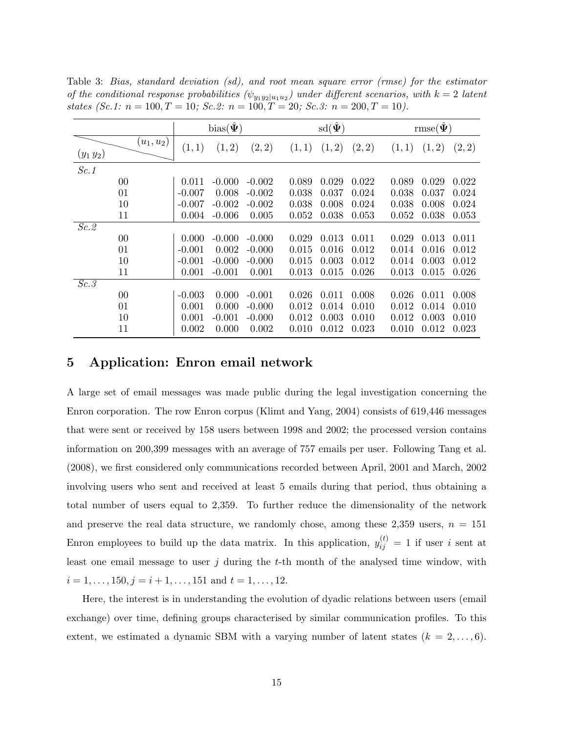Table 3: *Bias, standard deviation (sd), and root mean square error (rmse) for the estimator of the conditional response probabilities ($\psi_{y_1 y_2|u_1 u_2}$) under different scenarios, with $k = 2$ latent states (Sc.1: $n = 100, T = 10$; Sc.2: $n = 100, T = 20$; Sc.3: $n = 200, T = 10$).*

| $(y_1\, y_2)$ \ $(u_1, u_2)$ | bias($\hat{\mathbf{\Psi}}$) $(1,1)$ | $(1,2)$ | $(2,2)$ | sd($\hat{\mathbf{\Psi}}$) $(1,1)$ | $(1,2)$ | $(2,2)$ | rmse($\hat{\mathbf{\Psi}}$) $(1,1)$ | $(1,2)$ | $(2,2)$ |
|---|---|---|---|---|---|---|---|---|---|
| *Sc.1* | | | | | | | | | |
| 00 | 0.011 | -0.000 | -0.002 | 0.089 | 0.029 | 0.022 | 0.089 | 0.029 | 0.022 |
| 01 | -0.007 | 0.008 | -0.002 | 0.038 | 0.037 | 0.024 | 0.038 | 0.037 | 0.024 |
| 10 | -0.007 | -0.002 | -0.002 | 0.038 | 0.008 | 0.024 | 0.038 | 0.008 | 0.024 |
| 11 | 0.004 | -0.006 | 0.005 | 0.052 | 0.038 | 0.053 | 0.052 | 0.038 | 0.053 |
| *Sc.2* | | | | | | | | | |
| 00 | 0.000 | -0.000 | -0.000 | 0.029 | 0.013 | 0.011 | 0.029 | 0.013 | 0.011 |
| 01 | -0.001 | 0.002 | -0.000 | 0.015 | 0.016 | 0.012 | 0.014 | 0.016 | 0.012 |
| 10 | -0.001 | -0.000 | -0.000 | 0.015 | 0.003 | 0.012 | 0.014 | 0.003 | 0.012 |
| 11 | 0.001 | -0.001 | 0.001 | 0.013 | 0.015 | 0.026 | 0.013 | 0.015 | 0.026 |
| *Sc.3* | | | | | | | | | |
| 00 | -0.003 | 0.000 | -0.001 | 0.026 | 0.011 | 0.008 | 0.026 | 0.011 | 0.008 |
| 01 | 0.001 | 0.000 | -0.000 | 0.012 | 0.014 | 0.010 | 0.012 | 0.014 | 0.010 |
| 10 | 0.001 | -0.001 | -0.000 | 0.012 | 0.003 | 0.010 | 0.012 | 0.003 | 0.010 |
| 11 | 0.002 | 0.000 | 0.002 | 0.010 | 0.012 | 0.023 | 0.010 | 0.012 | 0.023 |

## 5 Application: Enron email network

A large set of email messages was made public during the legal investigation concerning the Enron corporation. The row Enron corpus (Klimt and Yang, 2004) consists of 619,446 messages that were sent or received by 158 users between 1998 and 2002; the processed version contains information on 200,399 messages with an average of 757 emails per user. Following Tang et al. (2008), we first considered only communications recorded between April, 2001 and March, 2002 involving users who sent and received at least 5 emails during that period, thus obtaining a total number of users equal to 2,359. To further reduce the dimensionality of the network and preserve the real data structure, we randomly chose, among these 2,359 users, $n = 151$ Enron employees to build up the data matrix. In this application, $y_{ij}^{(t)} = 1$ if user $i$ sent at least one email message to user $j$ during the $t$-th month of the analysed time window, with $i = 1, \ldots, 150, j = i + 1, \ldots, 151$ and $t = 1, \ldots, 12$.

Here, the interest is in understanding the evolution of dyadic relations between users (email exchange) over time, defining groups characterised by similar communication profiles. To this extent, we estimated a dynamic SBM with a varying number of latent states ($k = 2, \ldots, 6$).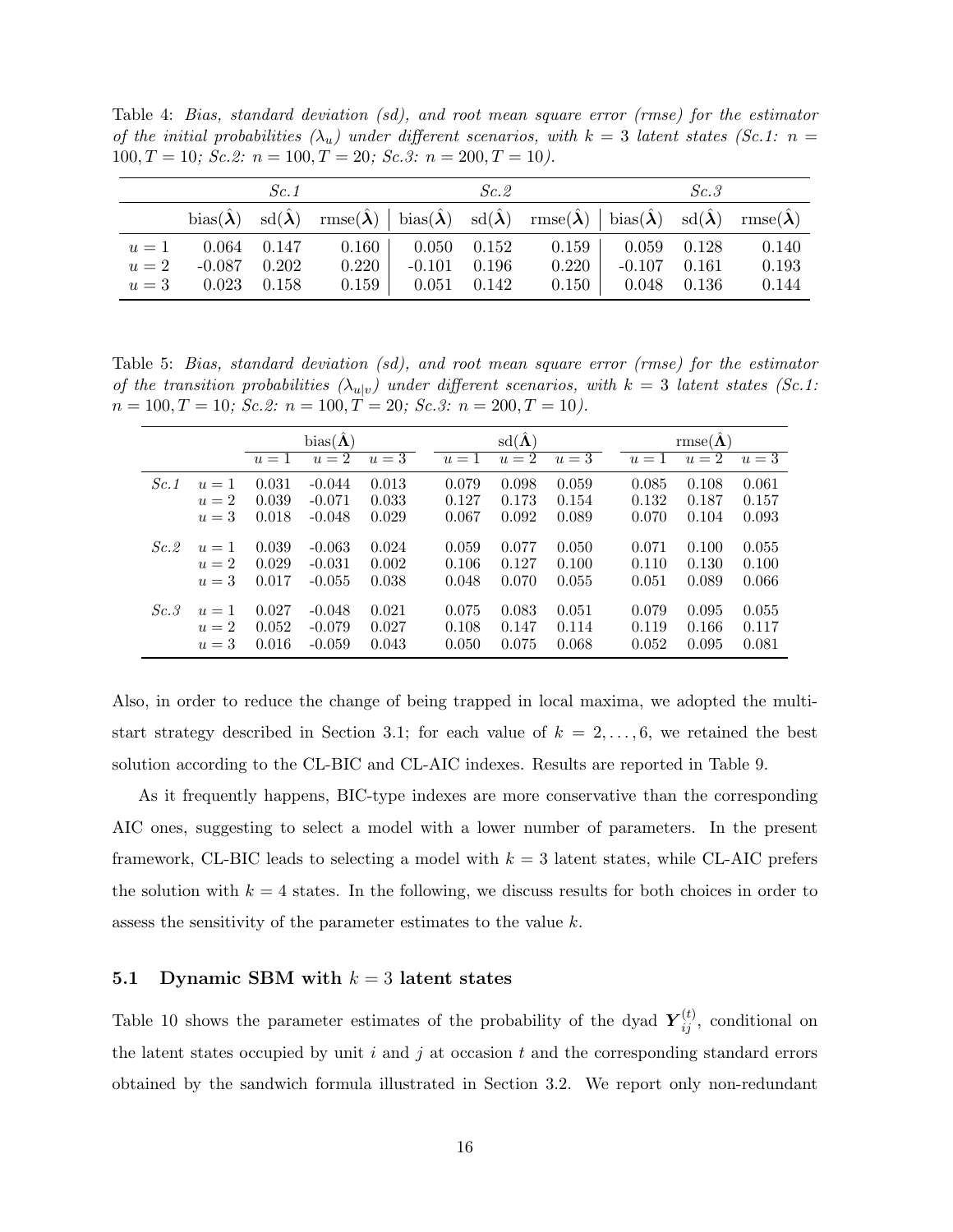Table 4: *Bias, standard deviation (sd), and root mean square error (rmse) for the estimator of the initial probabilities ($\lambda_u$) under different scenarios, with $k = 3$ latent states (Sc.1: $n = 100, T = 10$; Sc.2: $n = 100, T = 20$; Sc.3: $n = 200, T = 10$).*

| | *Sc.1* | | | *Sc.2* | | | *Sc.3* | | |
|---|---|---|---|---|---|---|---|---|---|
| | bias($\hat{\boldsymbol{\lambda}}$) | sd($\hat{\boldsymbol{\lambda}}$) | rmse($\hat{\boldsymbol{\lambda}}$) | bias($\hat{\boldsymbol{\lambda}}$) | sd($\hat{\boldsymbol{\lambda}}$) | rmse($\hat{\boldsymbol{\lambda}}$) | bias($\hat{\boldsymbol{\lambda}}$) | sd($\hat{\boldsymbol{\lambda}}$) | rmse($\hat{\boldsymbol{\lambda}}$) |
| $u = 1$ | 0.064 | 0.147 | 0.160 | 0.050 | 0.152 | 0.159 | 0.059 | 0.128 | 0.140 |
| $u = 2$ | -0.087 | 0.202 | 0.220 | -0.101 | 0.196 | 0.220 | -0.107 | 0.161 | 0.193 |
| $u = 3$ | 0.023 | 0.158 | 0.159 | 0.051 | 0.142 | 0.150 | 0.048 | 0.136 | 0.144 |

Table 5: *Bias, standard deviation (sd), and root mean square error (rmse) for the estimator of the transition probabilities ($\lambda_{u|v}$) under different scenarios, with $k = 3$ latent states (Sc.1: $n = 100, T = 10$; Sc.2: $n = 100, T = 20$; Sc.3: $n = 200, T = 10$).*

| | | bias($\hat{\boldsymbol{\Lambda}}$) | | | sd($\hat{\boldsymbol{\Lambda}}$) | | | rmse($\hat{\boldsymbol{\Lambda}}$) | | |
|---|---|---|---|---|---|---|---|---|---|---|
| | | $u = 1$ | $u = 2$ | $u = 3$ | $u = 1$ | $u = 2$ | $u = 3$ | $u = 1$ | $u = 2$ | $u = 3$ |
| *Sc.1* | $u = 1$ | 0.031 | -0.044 | 0.013 | 0.079 | 0.098 | 0.059 | 0.085 | 0.108 | 0.061 |
| | $u = 2$ | 0.039 | -0.071 | 0.033 | 0.127 | 0.173 | 0.154 | 0.132 | 0.187 | 0.157 |
| | $u = 3$ | 0.018 | -0.048 | 0.029 | 0.067 | 0.092 | 0.089 | 0.070 | 0.104 | 0.093 |
| *Sc.2* | $u = 1$ | 0.039 | -0.063 | 0.024 | 0.059 | 0.077 | 0.050 | 0.071 | 0.100 | 0.055 |
| | $u = 2$ | 0.029 | -0.031 | 0.002 | 0.106 | 0.127 | 0.100 | 0.110 | 0.130 | 0.100 |
| | $u = 3$ | 0.017 | -0.055 | 0.038 | 0.048 | 0.070 | 0.055 | 0.051 | 0.089 | 0.066 |
| *Sc.3* | $u = 1$ | 0.027 | -0.048 | 0.021 | 0.075 | 0.083 | 0.051 | 0.079 | 0.095 | 0.055 |
| | $u = 2$ | 0.052 | -0.079 | 0.027 | 0.108 | 0.147 | 0.114 | 0.119 | 0.166 | 0.117 |
| | $u = 3$ | 0.016 | -0.059 | 0.043 | 0.050 | 0.075 | 0.068 | 0.052 | 0.095 | 0.081 |

Also, in order to reduce the change of being trapped in local maxima, we adopted the multi-start strategy described in Section 3.1; for each value of $k = 2, \dots, 6$, we retained the best solution according to the CL-BIC and CL-AIC indexes. Results are reported in Table 9.

As it frequently happens, BIC-type indexes are more conservative than the corresponding AIC ones, suggesting to select a model with a lower number of parameters. In the present framework, CL-BIC leads to selecting a model with $k = 3$ latent states, while CL-AIC prefers the solution with $k = 4$ states. In the following, we discuss results for both choices in order to assess the sensitivity of the parameter estimates to the value $k$.

### 5.1 Dynamic SBM with $k = 3$ latent states

Table 10 shows the parameter estimates of the probability of the dyad $\boldsymbol{Y}_{ij}^{(t)}$, conditional on the latent states occupied by unit $i$ and $j$ at occasion $t$ and the corresponding standard errors obtained by the sandwich formula illustrated in Section 3.2. We report only non-redundant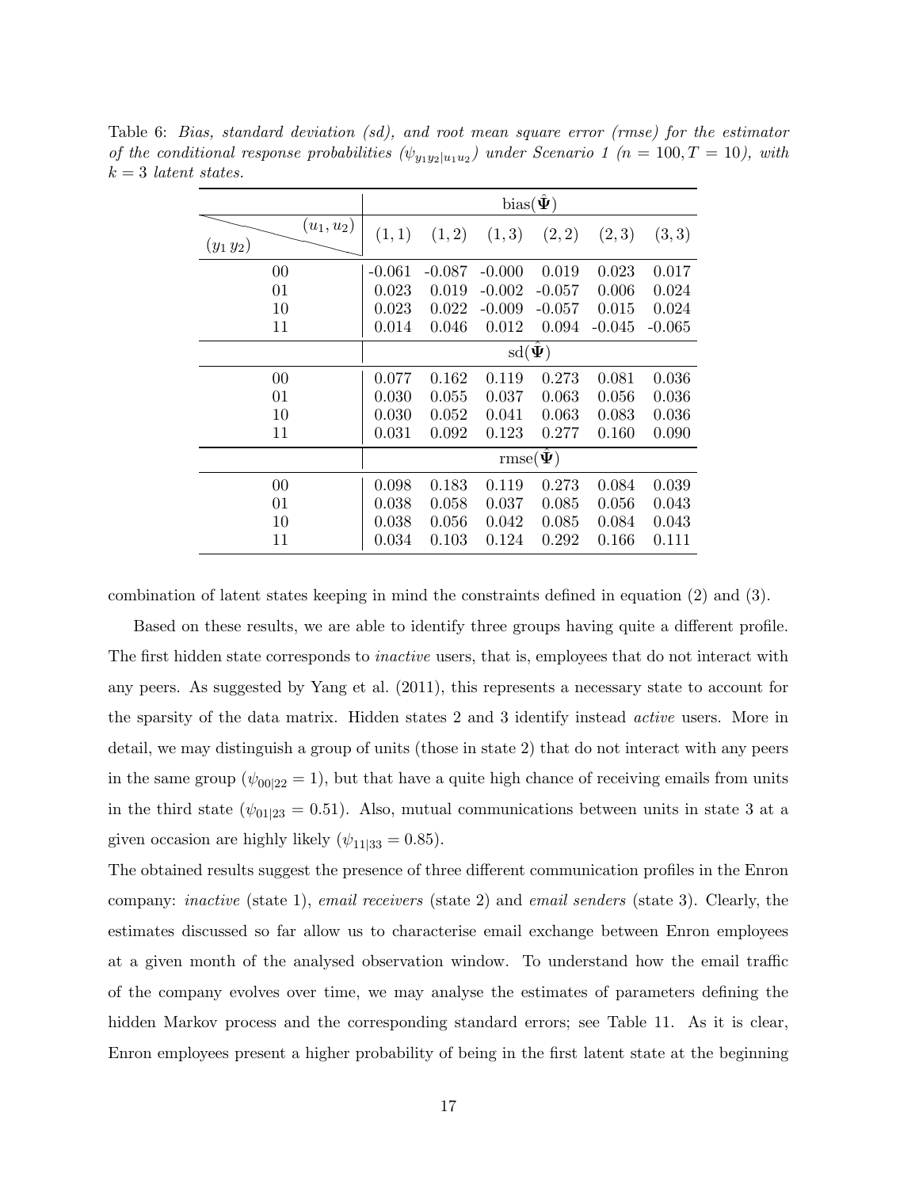Table 6: *Bias, standard deviation (sd), and root mean square error (rmse) for the estimator of the conditional response probabilities ($\psi_{y_1 y_2|u_1 u_2}$) under Scenario 1 ($n = 100, T = 10$), with $k = 3$ latent states.*

| $(y_1\, y_2)$ \ $(u_1, u_2)$ | $(1,1)$ | $(1,2)$ | $(1,3)$ | $(2,2)$ | $(2,3)$ | $(3,3)$ |
|---|---|---|---|---|---|---|
| | bias($\hat{\boldsymbol{\Psi}}$) | | | | | |
| 00 | -0.061 | -0.087 | -0.000 | 0.019 | 0.023 | 0.017 |
| 01 | 0.023 | 0.019 | -0.002 | -0.057 | 0.006 | 0.024 |
| 10 | 0.023 | 0.022 | -0.009 | -0.057 | 0.015 | 0.024 |
| 11 | 0.014 | 0.046 | 0.012 | 0.094 | -0.045 | -0.065 |
| | sd($\hat{\boldsymbol{\Psi}}$) | | | | | |
| 00 | 0.077 | 0.162 | 0.119 | 0.273 | 0.081 | 0.036 |
| 01 | 0.030 | 0.055 | 0.037 | 0.063 | 0.056 | 0.036 |
| 10 | 0.030 | 0.052 | 0.041 | 0.063 | 0.083 | 0.036 |
| 11 | 0.031 | 0.092 | 0.123 | 0.277 | 0.160 | 0.090 |
| | rmse($\hat{\boldsymbol{\Psi}}$) | | | | | |
| 00 | 0.098 | 0.183 | 0.119 | 0.273 | 0.084 | 0.039 |
| 01 | 0.038 | 0.058 | 0.037 | 0.085 | 0.056 | 0.043 |
| 10 | 0.038 | 0.056 | 0.042 | 0.085 | 0.084 | 0.043 |
| 11 | 0.034 | 0.103 | 0.124 | 0.292 | 0.166 | 0.111 |

combination of latent states keeping in mind the constraints defined in equation (2) and (3).

Based on these results, we are able to identify three groups having quite a different profile. The first hidden state corresponds to *inactive* users, that is, employees that do not interact with any peers. As suggested by Yang et al. (2011), this represents a necessary state to account for the sparsity of the data matrix. Hidden states 2 and 3 identify instead *active* users. More in detail, we may distinguish a group of units (those in state 2) that do not interact with any peers in the same group ($\psi_{00|22} = 1$), but that have a quite high chance of receiving emails from units in the third state ($\psi_{01|23} = 0.51$). Also, mutual communications between units in state 3 at a given occasion are highly likely ($\psi_{11|33} = 0.85$).

The obtained results suggest the presence of three different communication profiles in the Enron company: *inactive* (state 1), *email receivers* (state 2) and *email senders* (state 3). Clearly, the estimates discussed so far allow us to characterise email exchange between Enron employees at a given month of the analysed observation window. To understand how the email traffic of the company evolves over time, we may analyse the estimates of parameters defining the hidden Markov process and the corresponding standard errors; see Table 11. As it is clear, Enron employees present a higher probability of being in the first latent state at the beginning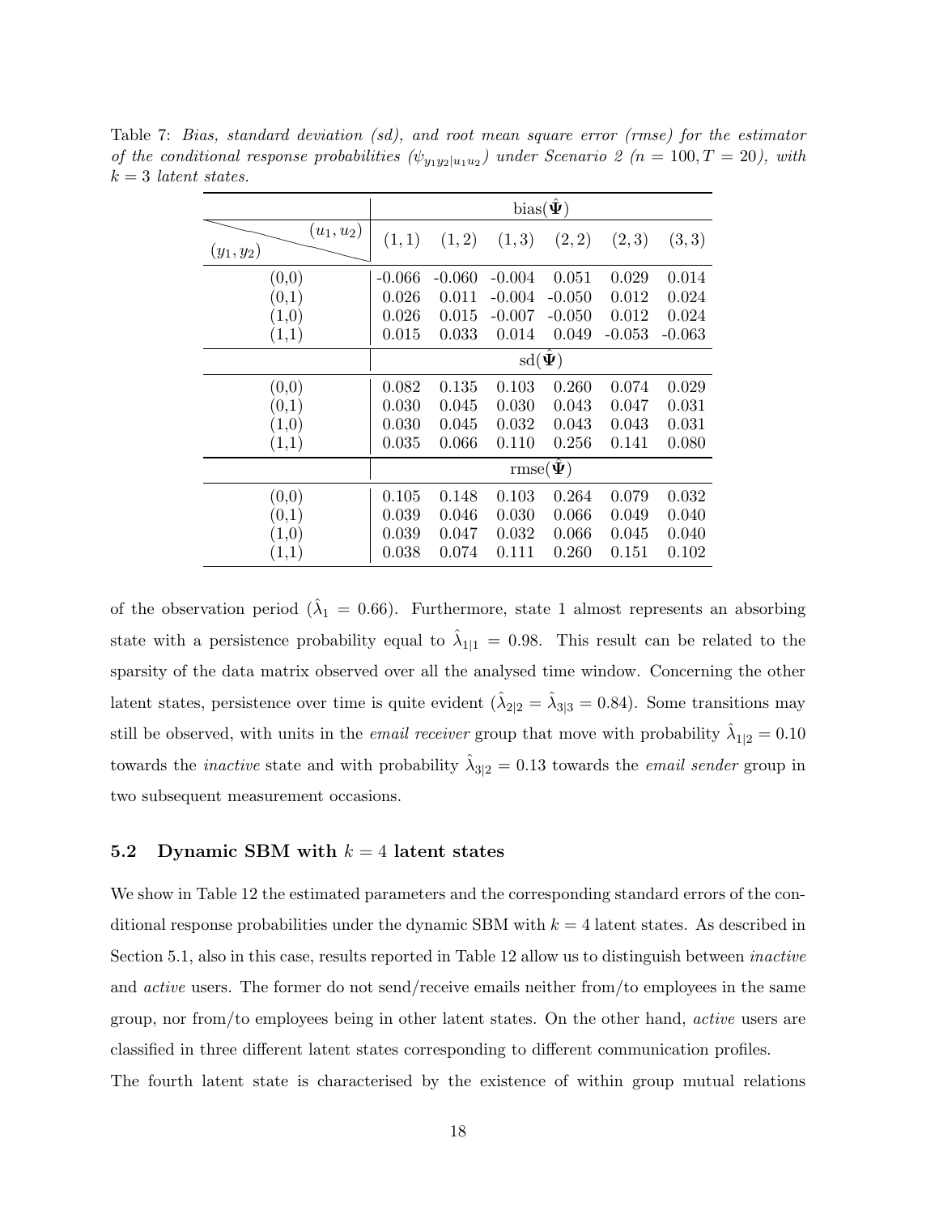Table 7: *Bias, standard deviation (sd), and root mean square error (rmse) for the estimator of the conditional response probabilities ($\psi_{y_1 y_2|u_1 u_2}$) under Scenario 2 ($n = 100, T = 20$), with $k = 3$ latent states.*

| $(y_1, y_2)$ \ $(u_1, u_2)$ | $(1,1)$ | $(1,2)$ | $(1,3)$ | $(2,2)$ | $(2,3)$ | $(3,3)$ |
|---|---|---|---|---|---|---|
| | bias($\hat{\mathbf{\Psi}}$) | | | | | |
| (0,0) | -0.066 | -0.060 | -0.004 | 0.051 | 0.029 | 0.014 |
| (0,1) | 0.026 | 0.011 | -0.004 | -0.050 | 0.012 | 0.024 |
| (1,0) | 0.026 | 0.015 | -0.007 | -0.050 | 0.012 | 0.024 |
| (1,1) | 0.015 | 0.033 | 0.014 | 0.049 | -0.053 | -0.063 |
| | sd($\hat{\mathbf{\Psi}}$) | | | | | |
| (0,0) | 0.082 | 0.135 | 0.103 | 0.260 | 0.074 | 0.029 |
| (0,1) | 0.030 | 0.045 | 0.030 | 0.043 | 0.047 | 0.031 |
| (1,0) | 0.030 | 0.045 | 0.032 | 0.043 | 0.043 | 0.031 |
| (1,1) | 0.035 | 0.066 | 0.110 | 0.256 | 0.141 | 0.080 |
| | rmse($\hat{\mathbf{\Psi}}$) | | | | | |
| (0,0) | 0.105 | 0.148 | 0.103 | 0.264 | 0.079 | 0.032 |
| (0,1) | 0.039 | 0.046 | 0.030 | 0.066 | 0.049 | 0.040 |
| (1,0) | 0.039 | 0.047 | 0.032 | 0.066 | 0.045 | 0.040 |
| (1,1) | 0.038 | 0.074 | 0.111 | 0.260 | 0.151 | 0.102 |

of the observation period ($\hat{\lambda}_1 = 0.66$). Furthermore, state 1 almost represents an absorbing state with a persistence probability equal to $\hat{\lambda}_{1|1} = 0.98$. This result can be related to the sparsity of the data matrix observed over all the analysed time window. Concerning the other latent states, persistence over time is quite evident ($\hat{\lambda}_{2|2} = \hat{\lambda}_{3|3} = 0.84$). Some transitions may still be observed, with units in the *email receiver* group that move with probability $\hat{\lambda}_{1|2} = 0.10$ towards the *inactive* state and with probability $\hat{\lambda}_{3|2} = 0.13$ towards the *email sender* group in two subsequent measurement occasions.

## 5.2 Dynamic SBM with $k = 4$ latent states

We show in Table 12 the estimated parameters and the corresponding standard errors of the conditional response probabilities under the dynamic SBM with $k = 4$ latent states. As described in Section 5.1, also in this case, results reported in Table 12 allow us to distinguish between *inactive* and *active* users. The former do not send/receive emails neither from/to employees in the same group, nor from/to employees being in other latent states. On the other hand, *active* users are classified in three different latent states corresponding to different communication profiles.

The fourth latent state is characterised by the existence of within group mutual relations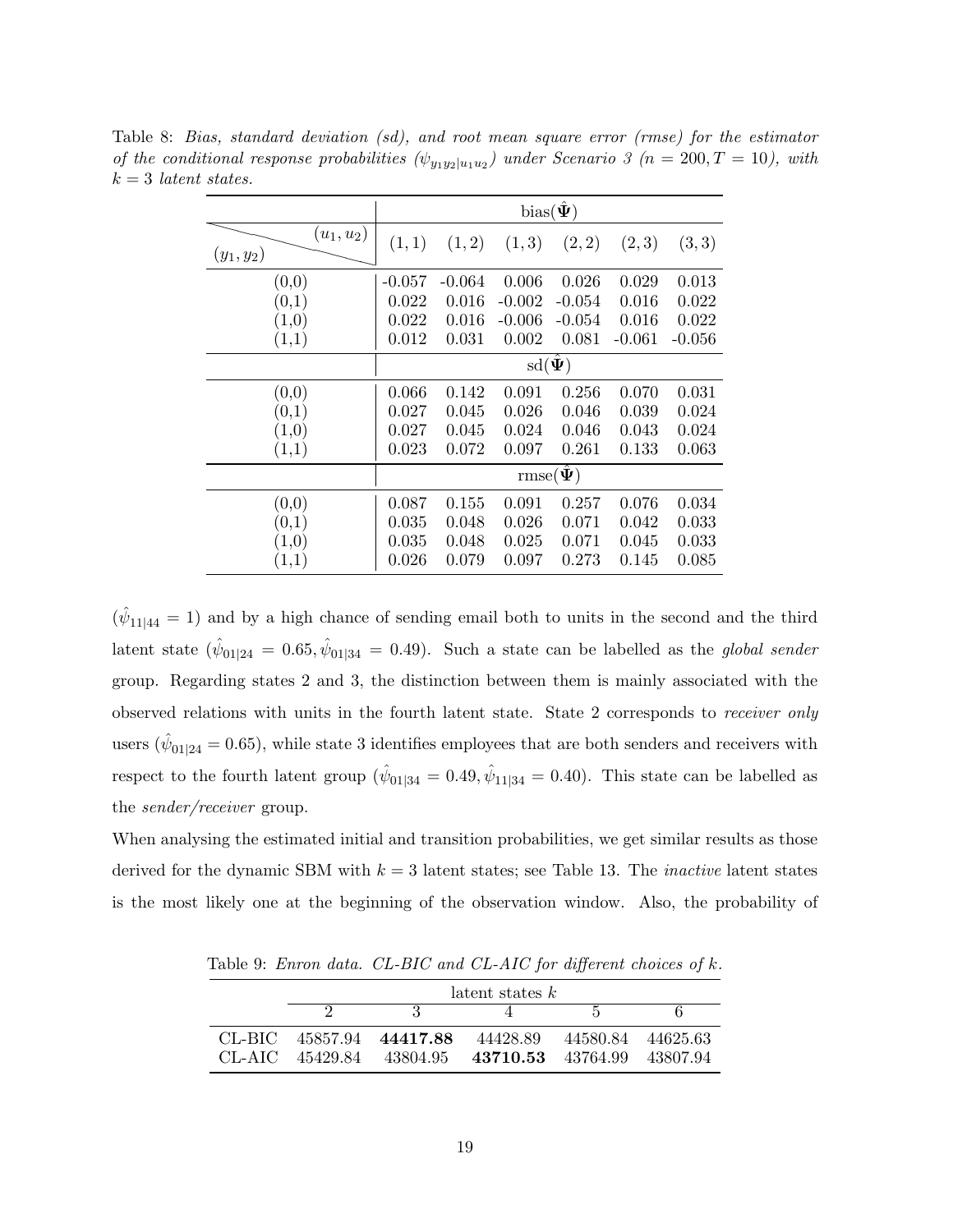Table 8: *Bias, standard deviation (sd), and root mean square error (rmse) for the estimator of the conditional response probabilities ($\psi_{y_1y_2|u_1u_2}$) under Scenario 3 ($n = 200, T = 10$), with $k = 3$ latent states.*

| | bias($\hat{\boldsymbol{\Psi}}$) | | | | | |
|---|---|---|---|---|---|---|
| $(y_1, y_2)$ \ $(u_1, u_2)$ | $(1,1)$ | $(1,2)$ | $(1,3)$ | $(2,2)$ | $(2,3)$ | $(3,3)$ |
| (0,0) | -0.057 | -0.064 | 0.006 | 0.026 | 0.029 | 0.013 |
| (0,1) | 0.022 | 0.016 | -0.002 | -0.054 | 0.016 | 0.022 |
| (1,0) | 0.022 | 0.016 | -0.006 | -0.054 | 0.016 | 0.022 |
| (1,1) | 0.012 | 0.031 | 0.002 | 0.081 | -0.061 | -0.056 |
| | sd($\hat{\boldsymbol{\Psi}}$) | | | | | |
| (0,0) | 0.066 | 0.142 | 0.091 | 0.256 | 0.070 | 0.031 |
| (0,1) | 0.027 | 0.045 | 0.026 | 0.046 | 0.039 | 0.024 |
| (1,0) | 0.027 | 0.045 | 0.024 | 0.046 | 0.043 | 0.024 |
| (1,1) | 0.023 | 0.072 | 0.097 | 0.261 | 0.133 | 0.063 |
| | rmse($\hat{\boldsymbol{\Psi}}$) | | | | | |
| (0,0) | 0.087 | 0.155 | 0.091 | 0.257 | 0.076 | 0.034 |
| (0,1) | 0.035 | 0.048 | 0.026 | 0.071 | 0.042 | 0.033 |
| (1,0) | 0.035 | 0.048 | 0.025 | 0.071 | 0.045 | 0.033 |
| (1,1) | 0.026 | 0.079 | 0.097 | 0.273 | 0.145 | 0.085 |

($\hat{\psi}_{11|44} = 1$) and by a high chance of sending email both to units in the second and the third latent state ($\hat{\psi}_{01|24} = 0.65, \hat{\psi}_{01|34} = 0.49$). Such a state can be labelled as the *global sender* group. Regarding states 2 and 3, the distinction between them is mainly associated with the observed relations with units in the fourth latent state. State 2 corresponds to *receiver only* users ($\hat{\psi}_{01|24} = 0.65$), while state 3 identifies employees that are both senders and receivers with respect to the fourth latent group ($\hat{\psi}_{01|34} = 0.49, \hat{\psi}_{11|34} = 0.40$). This state can be labelled as the *sender/receiver* group.

When analysing the estimated initial and transition probabilities, we get similar results as those derived for the dynamic SBM with $k = 3$ latent states; see Table 13. The *inactive* latent states is the most likely one at the beginning of the observation window. Also, the probability of

Table 9: *Enron data. CL-BIC and CL-AIC for different choices of $k$.*

| | latent states $k$ | | | | |
|---|---|---|---|---|---|
| | 2 | 3 | 4 | 5 | 6 |
| CL-BIC | 45857.94 | **44417.88** | 44428.89 | 44580.84 | 44625.63 |
| CL-AIC | 45429.84 | 43804.95 | **43710.53** | 43764.99 | 43807.94 |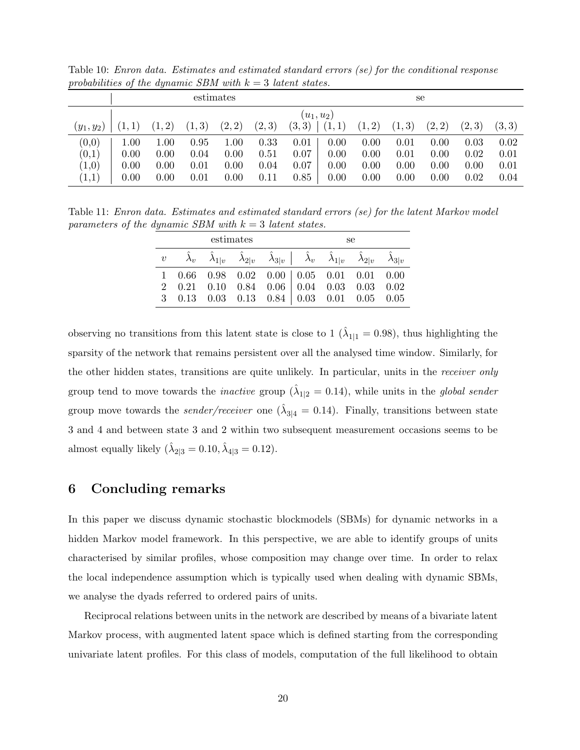Table 10: *Enron data. Estimates and estimated standard errors (se) for the conditional response probabilities of the dynamic SBM with $k = 3$ latent states.*

| | estimates | | | | | | se | | | | | |
|---|---|---|---|---|---|---|---|---|---|---|---|---|
| | $(u_1, u_2)$ | | | | | | | | | | | |
| $(y_1, y_2)$ | $(1,1)$ | $(1,2)$ | $(1,3)$ | $(2,2)$ | $(2,3)$ | $(3,3)$ | $(1,1)$ | $(1,2)$ | $(1,3)$ | $(2,2)$ | $(2,3)$ | $(3,3)$ |
| (0,0) | 1.00 | 1.00 | 0.95 | 1.00 | 0.33 | 0.01 | 0.00 | 0.00 | 0.01 | 0.00 | 0.03 | 0.02 |
| (0,1) | 0.00 | 0.00 | 0.04 | 0.00 | 0.51 | 0.07 | 0.00 | 0.00 | 0.01 | 0.00 | 0.02 | 0.01 |
| (1,0) | 0.00 | 0.00 | 0.01 | 0.00 | 0.04 | 0.07 | 0.00 | 0.00 | 0.00 | 0.00 | 0.00 | 0.01 |
| (1,1) | 0.00 | 0.00 | 0.01 | 0.00 | 0.11 | 0.85 | 0.00 | 0.00 | 0.00 | 0.00 | 0.02 | 0.04 |

Table 11: *Enron data. Estimates and estimated standard errors (se) for the latent Markov model parameters of the dynamic SBM with $k = 3$ latent states.*

| | estimates | | | | se | | | |
|---|---|---|---|---|---|---|---|---|
| $v$ | $\hat{\lambda}_v$ | $\hat{\lambda}_{1\|v}$ | $\hat{\lambda}_{2\|v}$ | $\hat{\lambda}_{3\|v}$ | $\hat{\lambda}_v$ | $\hat{\lambda}_{1\|v}$ | $\hat{\lambda}_{2\|v}$ | $\hat{\lambda}_{3\|v}$ |
| 1 | 0.66 | 0.98 | 0.02 | 0.00 | 0.05 | 0.01 | 0.01 | 0.00 |
| 2 | 0.21 | 0.10 | 0.84 | 0.06 | 0.04 | 0.03 | 0.03 | 0.02 |
| 3 | 0.13 | 0.03 | 0.13 | 0.84 | 0.03 | 0.01 | 0.05 | 0.05 |

observing no transitions from this latent state is close to 1 ($\hat{\lambda}_{1|1} = 0.98$), thus highlighting the sparsity of the network that remains persistent over all the analysed time window. Similarly, for the other hidden states, transitions are quite unlikely. In particular, units in the *receiver only* group tend to move towards the *inactive* group ($\hat{\lambda}_{1|2} = 0.14$), while units in the *global sender* group move towards the *sender/receiver* one ($\hat{\lambda}_{3|4} = 0.14$). Finally, transitions between state 3 and 4 and between state 3 and 2 within two subsequent measurement occasions seems to be almost equally likely ($\hat{\lambda}_{2|3} = 0.10, \hat{\lambda}_{4|3} = 0.12$).

## 6 Concluding remarks

In this paper we discuss dynamic stochastic blockmodels (SBMs) for dynamic networks in a hidden Markov model framework. In this perspective, we are able to identify groups of units characterised by similar profiles, whose composition may change over time. In order to relax the local independence assumption which is typically used when dealing with dynamic SBMs, we analyse the dyads referred to ordered pairs of units.

Reciprocal relations between units in the network are described by means of a bivariate latent Markov process, with augmented latent space which is defined starting from the corresponding univariate latent profiles. For this class of models, computation of the full likelihood to obtain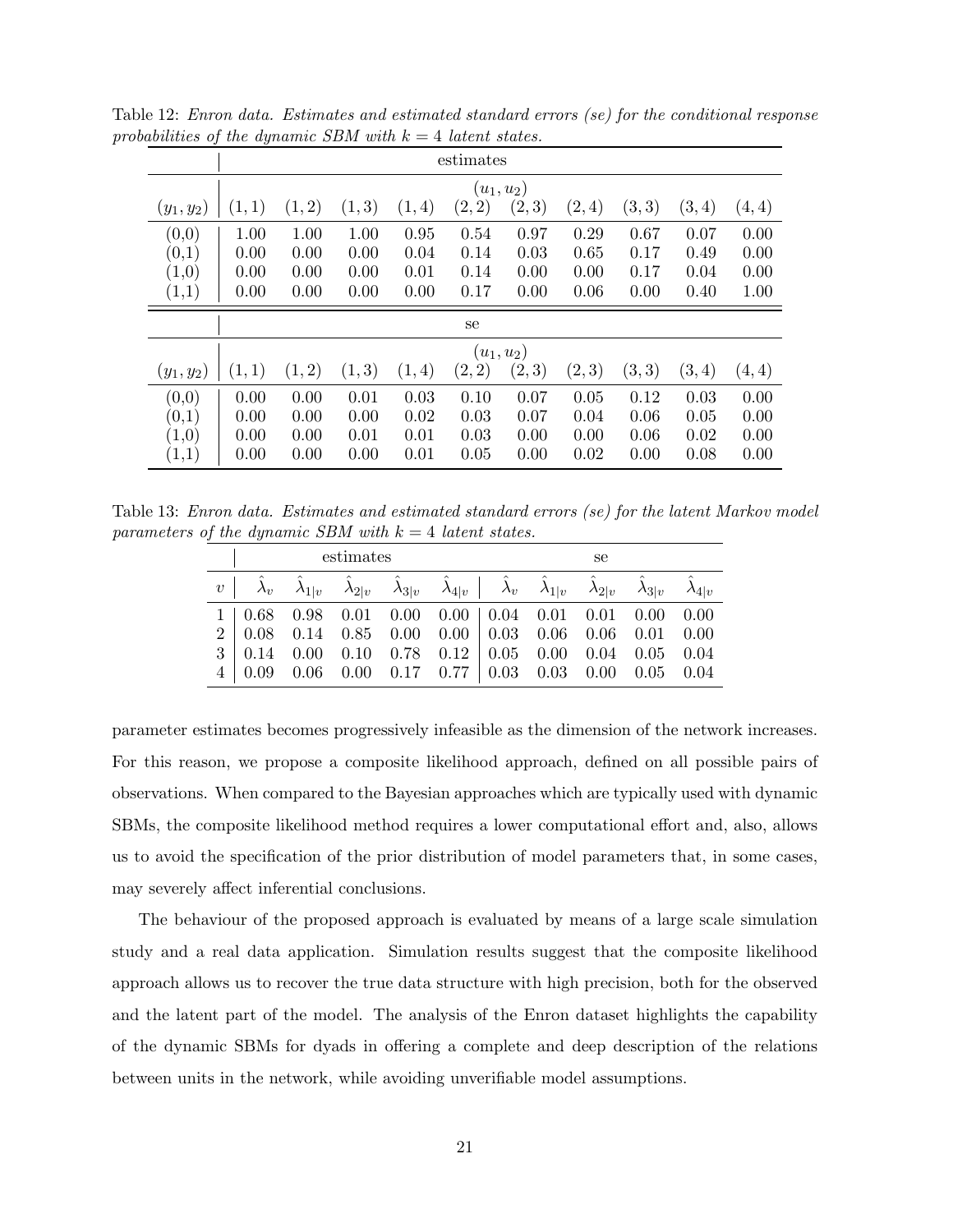Table 12: *Enron data. Estimates and estimated standard errors (se) for the conditional response probabilities of the dynamic SBM with $k = 4$ latent states.*

| | estimates | | | | | | | | | |
|---|---|---|---|---|---|---|---|---|---|---|
| | $(u_1, u_2)$ | | | | | | | | | |
| $(y_1, y_2)$ | $(1,1)$ | $(1,2)$ | $(1,3)$ | $(1,4)$ | $(2,2)$ | $(2,3)$ | $(2,4)$ | $(3,3)$ | $(3,4)$ | $(4,4)$ |
| (0,0) | 1.00 | 1.00 | 1.00 | 0.95 | 0.54 | 0.97 | 0.29 | 0.67 | 0.07 | 0.00 |
| (0,1) | 0.00 | 0.00 | 0.00 | 0.04 | 0.14 | 0.03 | 0.65 | 0.17 | 0.49 | 0.00 |
| (1,0) | 0.00 | 0.00 | 0.00 | 0.01 | 0.14 | 0.00 | 0.00 | 0.17 | 0.04 | 0.00 |
| (1,1) | 0.00 | 0.00 | 0.00 | 0.00 | 0.17 | 0.00 | 0.06 | 0.00 | 0.40 | 1.00 |

| | se | | | | | | | | | |
|---|---|---|---|---|---|---|---|---|---|---|
| | $(u_1, u_2)$ | | | | | | | | | |
| $(y_1, y_2)$ | $(1,1)$ | $(1,2)$ | $(1,3)$ | $(1,4)$ | $(2,2)$ | $(2,3)$ | $(2,3)$ | $(3,3)$ | $(3,4)$ | $(4,4)$ |
| (0,0) | 0.00 | 0.00 | 0.01 | 0.03 | 0.10 | 0.07 | 0.05 | 0.12 | 0.03 | 0.00 |
| (0,1) | 0.00 | 0.00 | 0.00 | 0.02 | 0.03 | 0.07 | 0.04 | 0.06 | 0.05 | 0.00 |
| (1,0) | 0.00 | 0.00 | 0.01 | 0.01 | 0.03 | 0.00 | 0.00 | 0.06 | 0.02 | 0.00 |
| (1,1) | 0.00 | 0.00 | 0.00 | 0.01 | 0.05 | 0.00 | 0.02 | 0.00 | 0.08 | 0.00 |

Table 13: *Enron data. Estimates and estimated standard errors (se) for the latent Markov model parameters of the dynamic SBM with $k = 4$ latent states.*

| | estimates | | | | | se | | | | |
|---|---|---|---|---|---|---|---|---|---|---|
| $v$ | $\hat{\lambda}_v$ | $\hat{\lambda}_{1\|v}$ | $\hat{\lambda}_{2\|v}$ | $\hat{\lambda}_{3\|v}$ | $\hat{\lambda}_{4\|v}$ | $\hat{\lambda}_v$ | $\hat{\lambda}_{1\|v}$ | $\hat{\lambda}_{2\|v}$ | $\hat{\lambda}_{3\|v}$ | $\hat{\lambda}_{4\|v}$ |
| 1 | 0.68 | 0.98 | 0.01 | 0.00 | 0.00 | 0.04 | 0.01 | 0.01 | 0.00 | 0.00 |
| 2 | 0.08 | 0.14 | 0.85 | 0.00 | 0.00 | 0.03 | 0.06 | 0.06 | 0.01 | 0.00 |
| 3 | 0.14 | 0.00 | 0.10 | 0.78 | 0.12 | 0.05 | 0.00 | 0.04 | 0.05 | 0.04 |
| 4 | 0.09 | 0.06 | 0.00 | 0.17 | 0.77 | 0.03 | 0.03 | 0.00 | 0.05 | 0.04 |

parameter estimates becomes progressively infeasible as the dimension of the network increases. For this reason, we propose a composite likelihood approach, defined on all possible pairs of observations. When compared to the Bayesian approaches which are typically used with dynamic SBMs, the composite likelihood method requires a lower computational effort and, also, allows us to avoid the specification of the prior distribution of model parameters that, in some cases, may severely affect inferential conclusions.

The behaviour of the proposed approach is evaluated by means of a large scale simulation study and a real data application. Simulation results suggest that the composite likelihood approach allows us to recover the true data structure with high precision, both for the observed and the latent part of the model. The analysis of the Enron dataset highlights the capability of the dynamic SBMs for dyads in offering a complete and deep description of the relations between units in the network, while avoiding unverifiable model assumptions.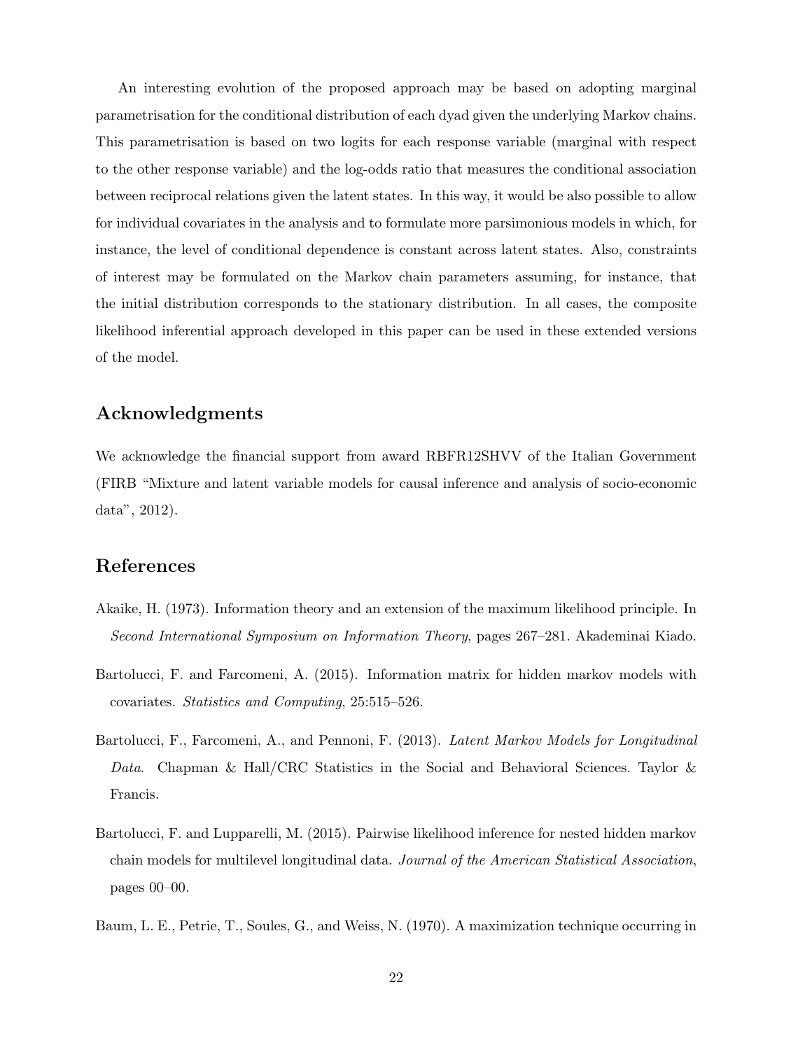An interesting evolution of the proposed approach may be based on adopting marginal parametrisation for the conditional distribution of each dyad given the underlying Markov chains. This parametrisation is based on two logits for each response variable (marginal with respect to the other response variable) and the log-odds ratio that measures the conditional association between reciprocal relations given the latent states. In this way, it would be also possible to allow for individual covariates in the analysis and to formulate more parsimonious models in which, for instance, the level of conditional dependence is constant across latent states. Also, constraints of interest may be formulated on the Markov chain parameters assuming, for instance, that the initial distribution corresponds to the stationary distribution. In all cases, the composite likelihood inferential approach developed in this paper can be used in these extended versions of the model.

## Acknowledgments

We acknowledge the financial support from award RBFR12SHVV of the Italian Government (FIRB "Mixture and latent variable models for causal inference and analysis of socio-economic data", 2012).

## References

Akaike, H. (1973). Information theory and an extension of the maximum likelihood principle. In *Second International Symposium on Information Theory*, pages 267–281. Akademinai Kiado.

Bartolucci, F. and Farcomeni, A. (2015). Information matrix for hidden markov models with covariates. *Statistics and Computing*, 25:515–526.

Bartolucci, F., Farcomeni, A., and Pennoni, F. (2013). *Latent Markov Models for Longitudinal Data*. Chapman & Hall/CRC Statistics in the Social and Behavioral Sciences. Taylor & Francis.

Bartolucci, F. and Lupparelli, M. (2015). Pairwise likelihood inference for nested hidden markov chain models for multilevel longitudinal data. *Journal of the American Statistical Association*, pages 00–00.

Baum, L. E., Petrie, T., Soules, G., and Weiss, N. (1970). A maximization technique occurring in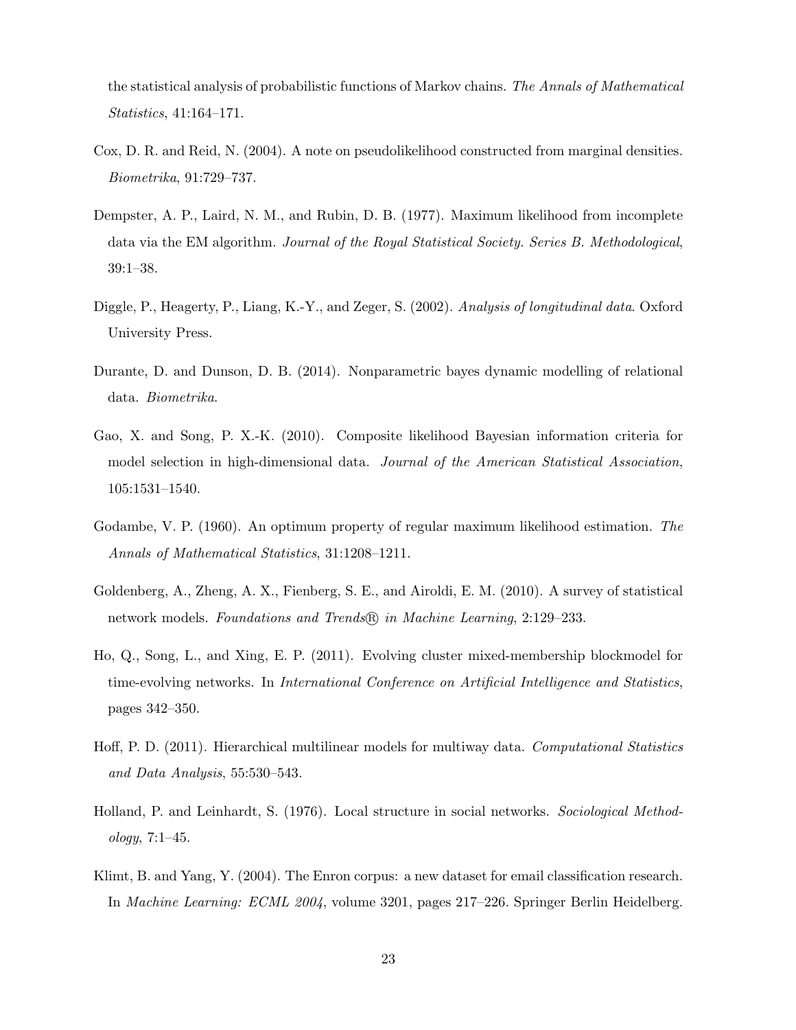the statistical analysis of probabilistic functions of Markov chains. *The Annals of Mathematical Statistics*, 41:164–171.

Cox, D. R. and Reid, N. (2004). A note on pseudolikelihood constructed from marginal densities. *Biometrika*, 91:729–737.

Dempster, A. P., Laird, N. M., and Rubin, D. B. (1977). Maximum likelihood from incomplete data via the EM algorithm. *Journal of the Royal Statistical Society. Series B. Methodological*, 39:1–38.

Diggle, P., Heagerty, P., Liang, K.-Y., and Zeger, S. (2002). *Analysis of longitudinal data*. Oxford University Press.

Durante, D. and Dunson, D. B. (2014). Nonparametric bayes dynamic modelling of relational data. *Biometrika*.

Gao, X. and Song, P. X.-K. (2010). Composite likelihood Bayesian information criteria for model selection in high-dimensional data. *Journal of the American Statistical Association*, 105:1531–1540.

Godambe, V. P. (1960). An optimum property of regular maximum likelihood estimation. *The Annals of Mathematical Statistics*, 31:1208–1211.

Goldenberg, A., Zheng, A. X., Fienberg, S. E., and Airoldi, E. M. (2010). A survey of statistical network models. *Foundations and Trends® in Machine Learning*, 2:129–233.

Ho, Q., Song, L., and Xing, E. P. (2011). Evolving cluster mixed-membership blockmodel for time-evolving networks. In *International Conference on Artificial Intelligence and Statistics*, pages 342–350.

Hoff, P. D. (2011). Hierarchical multilinear models for multiway data. *Computational Statistics and Data Analysis*, 55:530–543.

Holland, P. and Leinhardt, S. (1976). Local structure in social networks. *Sociological Methodology*, 7:1–45.

Klimt, B. and Yang, Y. (2004). The Enron corpus: a new dataset for email classification research. In *Machine Learning: ECML 2004*, volume 3201, pages 217–226. Springer Berlin Heidelberg.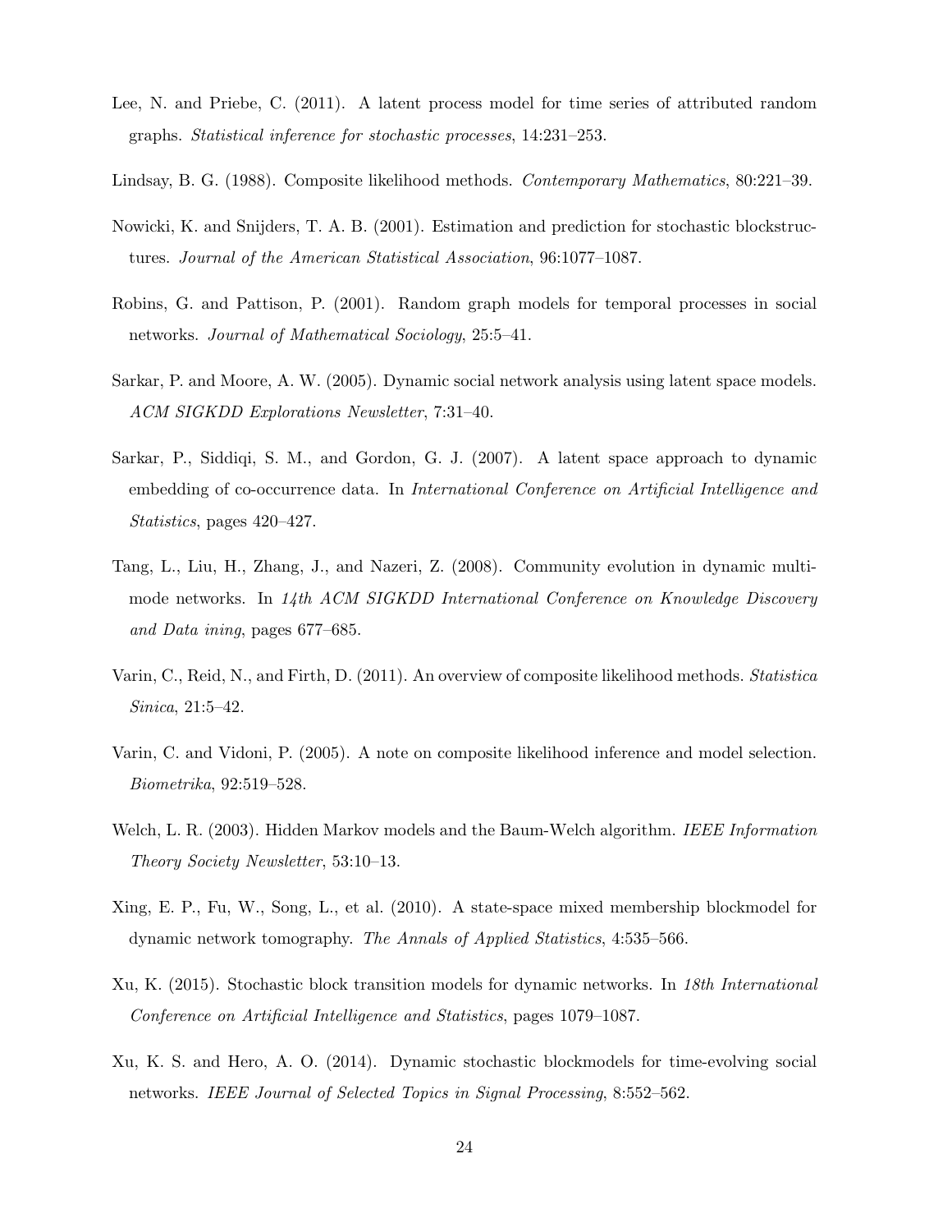Lee, N. and Priebe, C. (2011). A latent process model for time series of attributed random graphs. *Statistical inference for stochastic processes*, 14:231–253.

Lindsay, B. G. (1988). Composite likelihood methods. *Contemporary Mathematics*, 80:221–39.

Nowicki, K. and Snijders, T. A. B. (2001). Estimation and prediction for stochastic blockstructures. *Journal of the American Statistical Association*, 96:1077–1087.

Robins, G. and Pattison, P. (2001). Random graph models for temporal processes in social networks. *Journal of Mathematical Sociology*, 25:5–41.

Sarkar, P. and Moore, A. W. (2005). Dynamic social network analysis using latent space models. *ACM SIGKDD Explorations Newsletter*, 7:31–40.

Sarkar, P., Siddiqi, S. M., and Gordon, G. J. (2007). A latent space approach to dynamic embedding of co-occurrence data. In *International Conference on Artificial Intelligence and Statistics*, pages 420–427.

Tang, L., Liu, H., Zhang, J., and Nazeri, Z. (2008). Community evolution in dynamic multi-mode networks. In *14th ACM SIGKDD International Conference on Knowledge Discovery and Data ining*, pages 677–685.

Varin, C., Reid, N., and Firth, D. (2011). An overview of composite likelihood methods. *Statistica Sinica*, 21:5–42.

Varin, C. and Vidoni, P. (2005). A note on composite likelihood inference and model selection. *Biometrika*, 92:519–528.

Welch, L. R. (2003). Hidden Markov models and the Baum-Welch algorithm. *IEEE Information Theory Society Newsletter*, 53:10–13.

Xing, E. P., Fu, W., Song, L., et al. (2010). A state-space mixed membership blockmodel for dynamic network tomography. *The Annals of Applied Statistics*, 4:535–566.

Xu, K. (2015). Stochastic block transition models for dynamic networks. In *18th International Conference on Artificial Intelligence and Statistics*, pages 1079–1087.

Xu, K. S. and Hero, A. O. (2014). Dynamic stochastic blockmodels for time-evolving social networks. *IEEE Journal of Selected Topics in Signal Processing*, 8:552–562.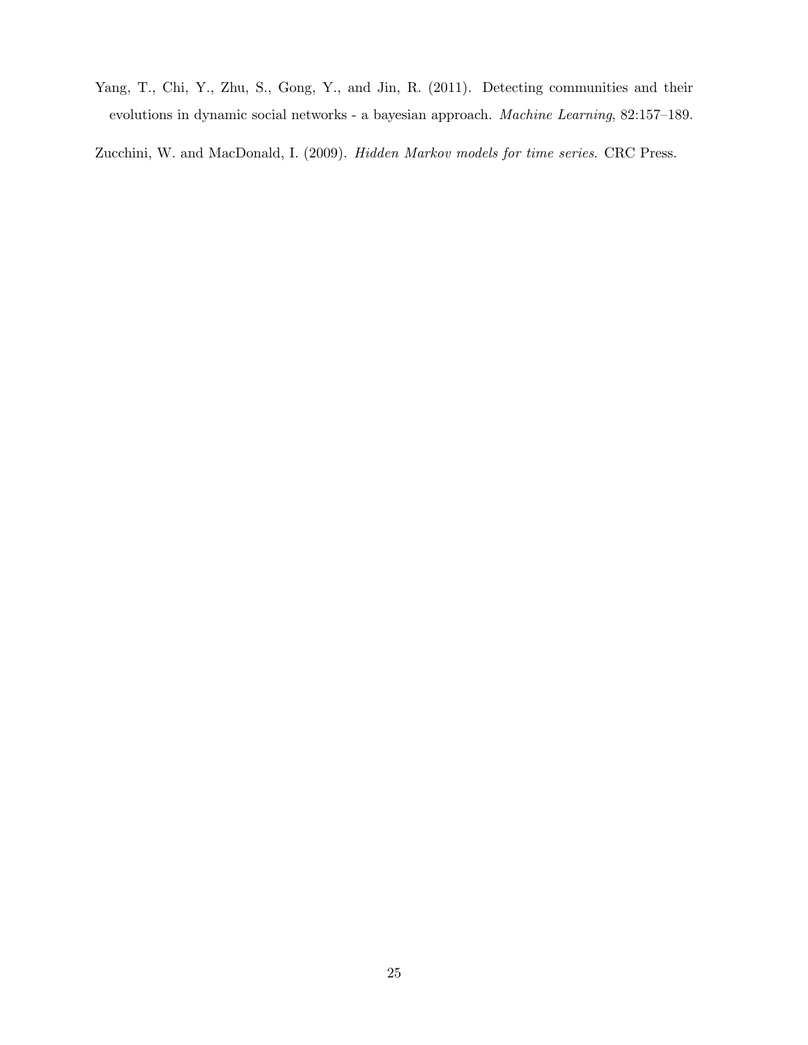Yang, T., Chi, Y., Zhu, S., Gong, Y., and Jin, R. (2011). Detecting communities and their evolutions in dynamic social networks - a bayesian approach. *Machine Learning*, 82:157–189.

Zucchini, W. and MacDonald, I. (2009). *Hidden Markov models for time series*. CRC Press.